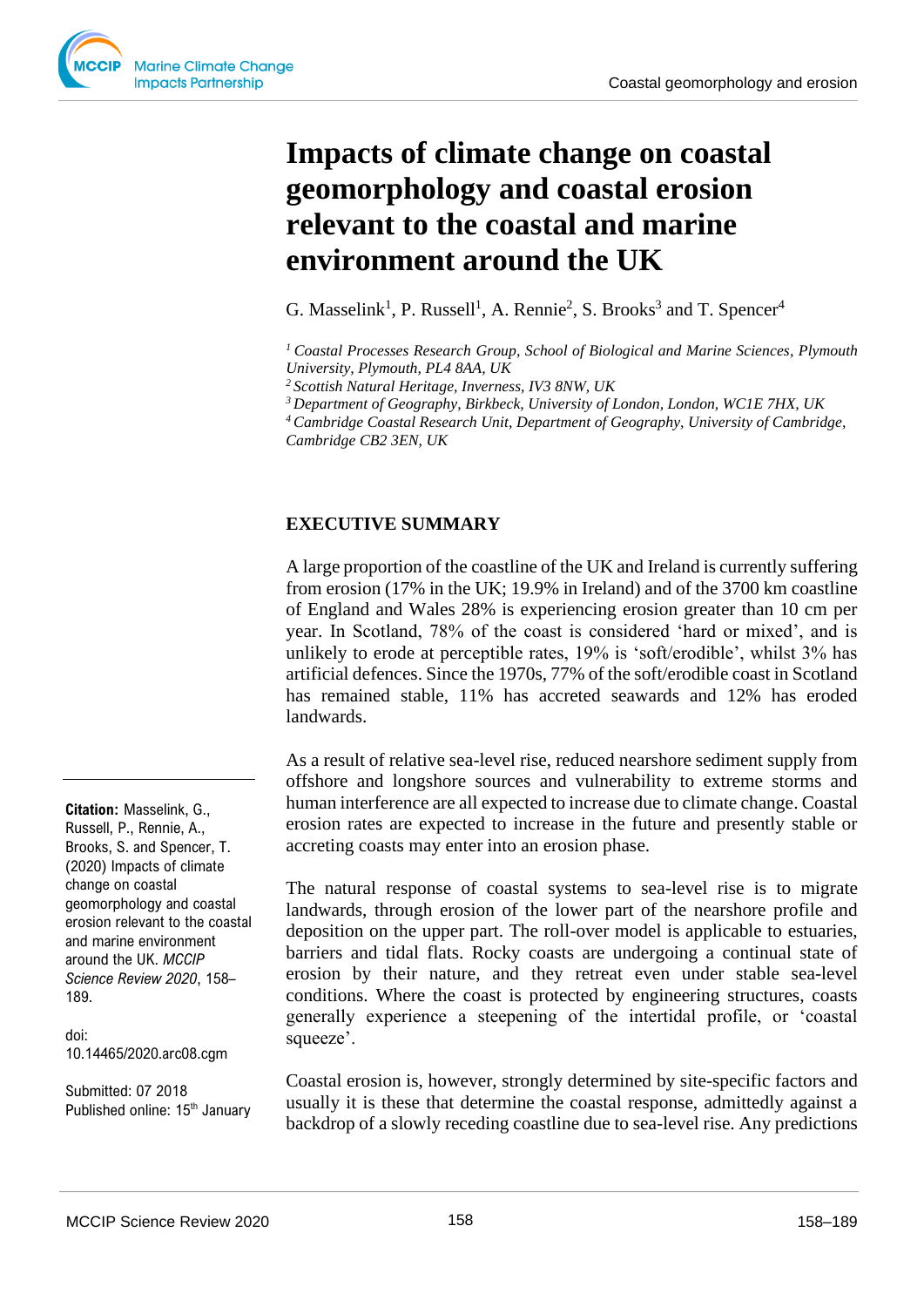# Impacts of climate change on coastal geomorphology and coastal erosion relevant to the coastal and marine environment around the UK

G. Masselink[1], P. Russell[1], A. Rennie[2], S. Brooks[3] and T. Spencer[4]

*[1] Coastal Processes Research Group, School of Biological and Marine Sciences, Plymouth University, Plymouth, PL4 8AA, UK*
*[2] Scottish Natural Heritage, Inverness, IV3 8NW, UK*
*[3] Department of Geography, Birkbeck, University of London, London, WC1E 7HX, UK*
*[4] Cambridge Coastal Research Unit, Department of Geography, University of Cambridge, Cambridge CB2 3EN, UK*

**Citation:** Masselink, G., Russell, P., Rennie, A., Brooks, S. and Spencer, T. (2020) Impacts of climate change on coastal geomorphology and coastal erosion relevant to the coastal and marine environment around the UK. *MCCIP Science Review 2020*, 158–189.

doi: 10.14465/2020.arc08.cgm

Submitted: 07 2018
Published online: 15th January

## EXECUTIVE SUMMARY

A large proportion of the coastline of the UK and Ireland is currently suffering from erosion (17% in the UK; 19.9% in Ireland) and of the 3700 km coastline of England and Wales 28% is experiencing erosion greater than 10 cm per year. In Scotland, 78% of the coast is considered 'hard or mixed', and is unlikely to erode at perceptible rates, 19% is 'soft/erodible', whilst 3% has artificial defences. Since the 1970s, 77% of the soft/erodible coast in Scotland has remained stable, 11% has accreted seawards and 12% has eroded landwards.

As a result of relative sea-level rise, reduced nearshore sediment supply from offshore and longshore sources and vulnerability to extreme storms and human interference are all expected to increase due to climate change. Coastal erosion rates are expected to increase in the future and presently stable or accreting coasts may enter into an erosion phase.

The natural response of coastal systems to sea-level rise is to migrate landwards, through erosion of the lower part of the nearshore profile and deposition on the upper part. The roll-over model is applicable to estuaries, barriers and tidal flats. Rocky coasts are undergoing a continual state of erosion by their nature, and they retreat even under stable sea-level conditions. Where the coast is protected by engineering structures, coasts generally experience a steepening of the intertidal profile, or 'coastal squeeze'.

Coastal erosion is, however, strongly determined by site-specific factors and usually it is these that determine the coastal response, admittedly against a backdrop of a slowly receding coastline due to sea-level rise. Any predictions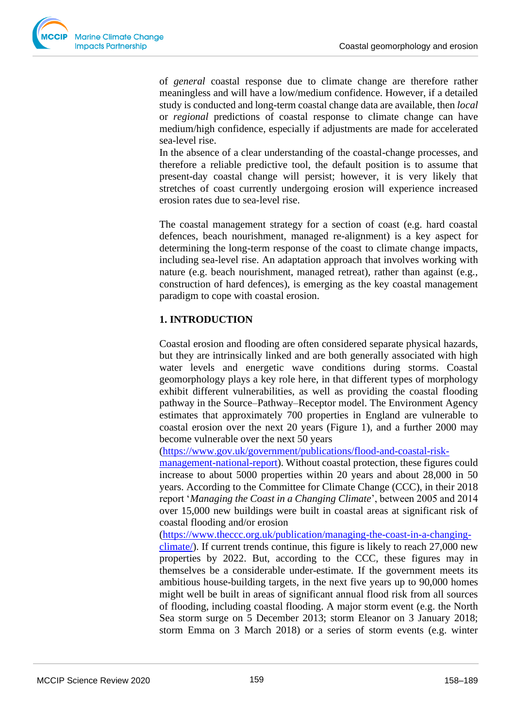of *general* coastal response due to climate change are therefore rather meaningless and will have a low/medium confidence. However, if a detailed study is conducted and long-term coastal change data are available, then *local* or *regional* predictions of coastal response to climate change can have medium/high confidence, especially if adjustments are made for accelerated sea-level rise.

In the absence of a clear understanding of the coastal-change processes, and therefore a reliable predictive tool, the default position is to assume that present-day coastal change will persist; however, it is very likely that stretches of coast currently undergoing erosion will experience increased erosion rates due to sea-level rise.

The coastal management strategy for a section of coast (e.g. hard coastal defences, beach nourishment, managed re-alignment) is a key aspect for determining the long-term response of the coast to climate change impacts, including sea-level rise. An adaptation approach that involves working with nature (e.g. beach nourishment, managed retreat), rather than against (e.g., construction of hard defences), is emerging as the key coastal management paradigm to cope with coastal erosion.

## 1. INTRODUCTION

Coastal erosion and flooding are often considered separate physical hazards, but they are intrinsically linked and are both generally associated with high water levels and energetic wave conditions during storms. Coastal geomorphology plays a key role here, in that different types of morphology exhibit different vulnerabilities, as well as providing the coastal flooding pathway in the Source–Pathway–Receptor model. The Environment Agency estimates that approximately 700 properties in England are vulnerable to coastal erosion over the next 20 years (Figure 1), and a further 2000 may become vulnerable over the next 50 years (https://www.gov.uk/government/publications/flood-and-coastal-risk-management-national-report). Without coastal protection, these figures could increase to about 5000 properties within 20 years and about 28,000 in 50 years. According to the Committee for Climate Change (CCC), in their 2018 report '*Managing the Coast in a Changing Climate*', between 2005 and 2014 over 15,000 new buildings were built in coastal areas at significant risk of coastal flooding and/or erosion (https://www.theccc.org.uk/publication/managing-the-coast-in-a-changing-climate/). If current trends continue, this figure is likely to reach 27,000 new properties by 2022. But, according to the CCC, these figures may in themselves be a considerable under-estimate. If the government meets its ambitious house-building targets, in the next five years up to 90,000 homes might well be built in areas of significant annual flood risk from all sources of flooding, including coastal flooding. A major storm event (e.g. the North Sea storm surge on 5 December 2013; storm Eleanor on 3 January 2018; storm Emma on 3 March 2018) or a series of storm events (e.g. winter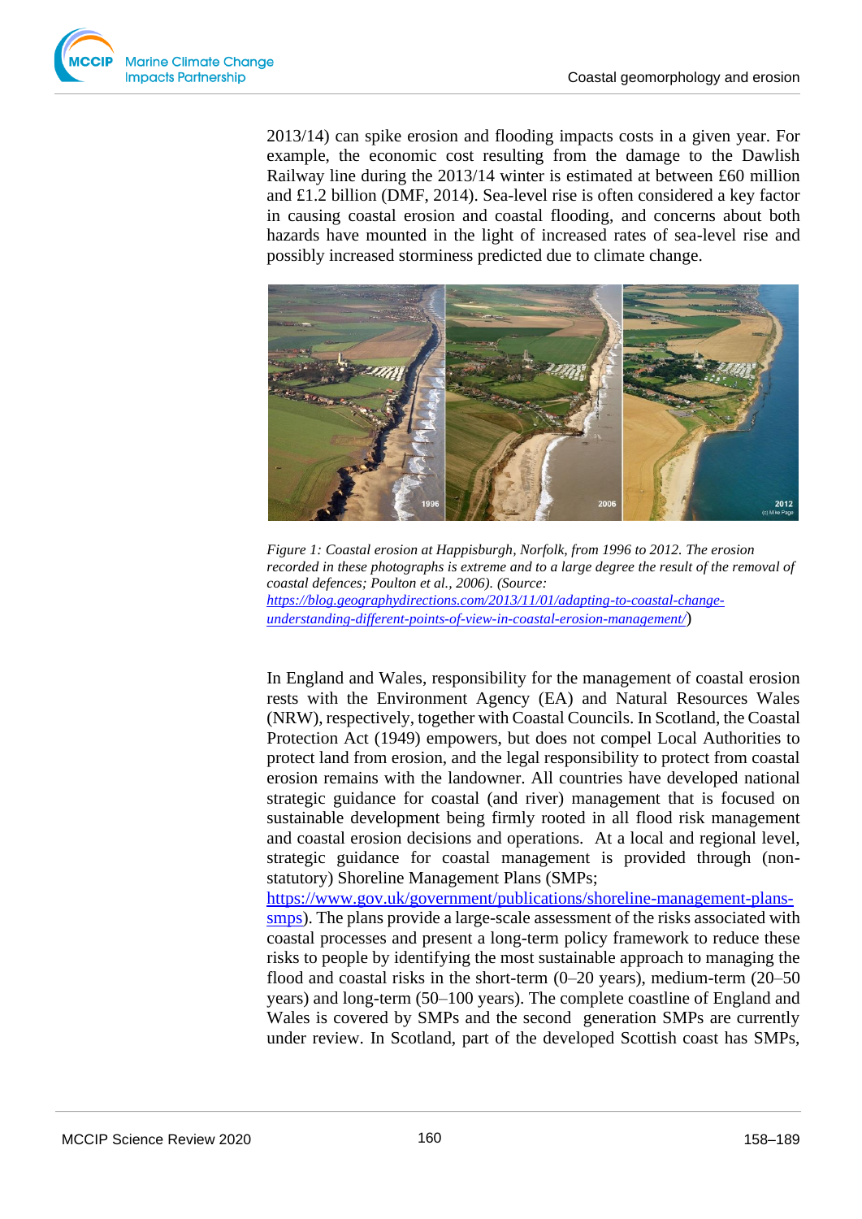2013/14) can spike erosion and flooding impacts costs in a given year. For example, the economic cost resulting from the damage to the Dawlish Railway line during the 2013/14 winter is estimated at between £60 million and £1.2 billion (DMF, 2014). Sea-level rise is often considered a key factor in causing coastal erosion and coastal flooding, and concerns about both hazards have mounted in the light of increased rates of sea-level rise and possibly increased storminess predicted due to climate change.

*Figure 1: Coastal erosion at Happisburgh, Norfolk, from 1996 to 2012. The erosion recorded in these photographs is extreme and to a large degree the result of the removal of coastal defences; Poulton et al., 2006). (Source: [https://blog.geographydirections.com/2013/11/01/adapting-to-coastal-change-understanding-different-points-of-view-in-coastal-erosion-management/](https://blog.geographydirections.com/2013/11/01/adapting-to-coastal-change-understanding-different-points-of-view-in-coastal-erosion-management/))*

In England and Wales, responsibility for the management of coastal erosion rests with the Environment Agency (EA) and Natural Resources Wales (NRW), respectively, together with Coastal Councils. In Scotland, the Coastal Protection Act (1949) empowers, but does not compel Local Authorities to protect land from erosion, and the legal responsibility to protect from coastal erosion remains with the landowner. All countries have developed national strategic guidance for coastal (and river) management that is focused on sustainable development being firmly rooted in all flood risk management and coastal erosion decisions and operations. At a local and regional level, strategic guidance for coastal management is provided through (non-statutory) Shoreline Management Plans (SMPs; [https://www.gov.uk/government/publications/shoreline-management-plans-smps](https://www.gov.uk/government/publications/shoreline-management-plans-smps)). The plans provide a large-scale assessment of the risks associated with coastal processes and present a long-term policy framework to reduce these risks to people by identifying the most sustainable approach to managing the flood and coastal risks in the short-term (0–20 years), medium-term (20–50 years) and long-term (50–100 years). The complete coastline of England and Wales is covered by SMPs and the second generation SMPs are currently under review. In Scotland, part of the developed Scottish coast has SMPs,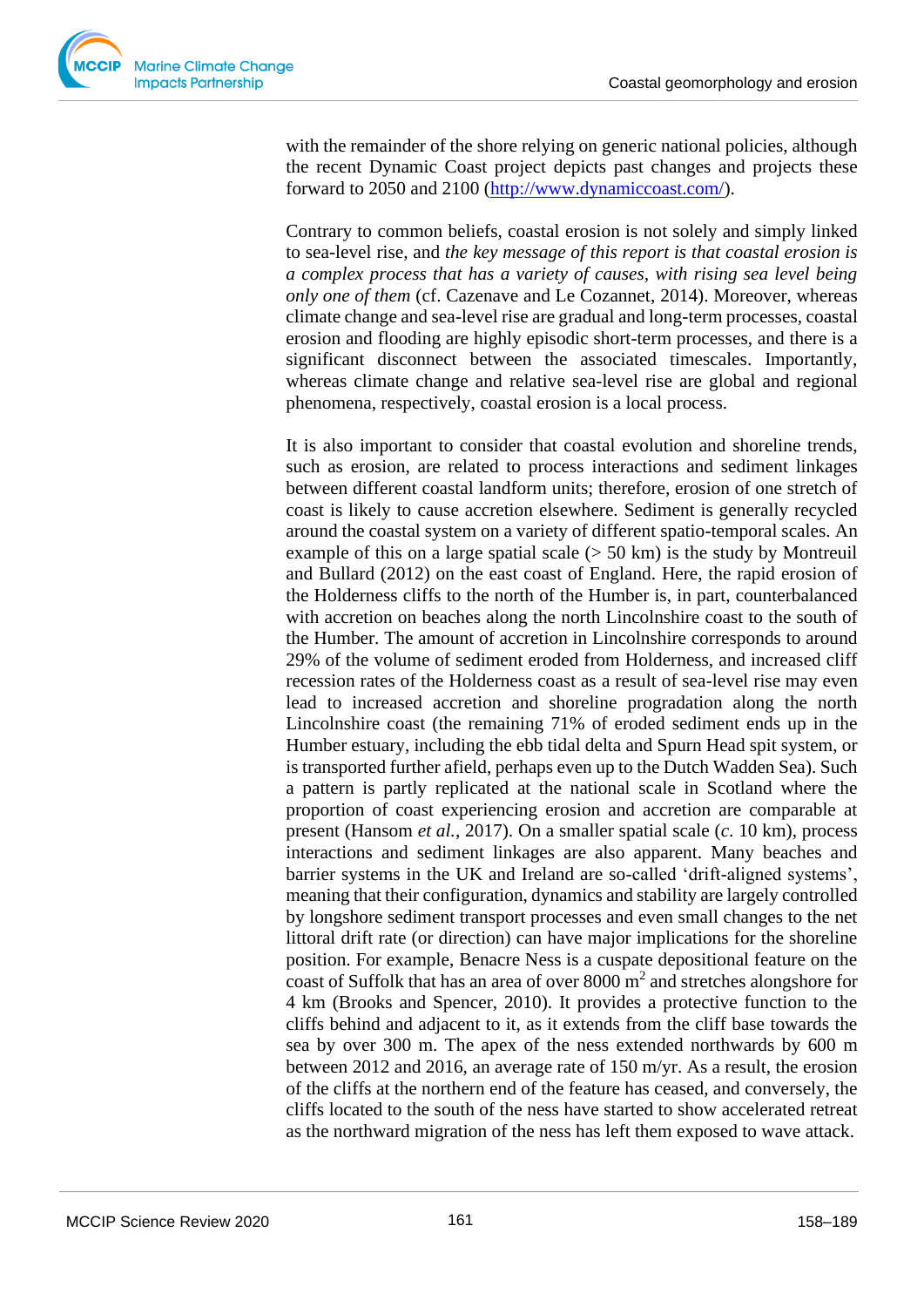with the remainder of the shore relying on generic national policies, although the recent Dynamic Coast project depicts past changes and projects these forward to 2050 and 2100 ([http://www.dynamiccoast.com/](http://www.dynamiccoast.com/)).

Contrary to common beliefs, coastal erosion is not solely and simply linked to sea-level rise, and *the key message of this report is that coastal erosion is a complex process that has a variety of causes, with rising sea level being only one of them* (cf. Cazenave and Le Cozannet, 2014). Moreover, whereas climate change and sea-level rise are gradual and long-term processes, coastal erosion and flooding are highly episodic short-term processes, and there is a significant disconnect between the associated timescales. Importantly, whereas climate change and relative sea-level rise are global and regional phenomena, respectively, coastal erosion is a local process.

It is also important to consider that coastal evolution and shoreline trends, such as erosion, are related to process interactions and sediment linkages between different coastal landform units; therefore, erosion of one stretch of coast is likely to cause accretion elsewhere. Sediment is generally recycled around the coastal system on a variety of different spatio-temporal scales. An example of this on a large spatial scale (> 50 km) is the study by Montreuil and Bullard (2012) on the east coast of England. Here, the rapid erosion of the Holderness cliffs to the north of the Humber is, in part, counterbalanced with accretion on beaches along the north Lincolnshire coast to the south of the Humber. The amount of accretion in Lincolnshire corresponds to around 29% of the volume of sediment eroded from Holderness, and increased cliff recession rates of the Holderness coast as a result of sea-level rise may even lead to increased accretion and shoreline progradation along the north Lincolnshire coast (the remaining 71% of eroded sediment ends up in the Humber estuary, including the ebb tidal delta and Spurn Head spit system, or is transported further afield, perhaps even up to the Dutch Wadden Sea). Such a pattern is partly replicated at the national scale in Scotland where the proportion of coast experiencing erosion and accretion are comparable at present (Hansom *et al.*, 2017). On a smaller spatial scale (*c.* 10 km), process interactions and sediment linkages are also apparent. Many beaches and barrier systems in the UK and Ireland are so-called 'drift-aligned systems', meaning that their configuration, dynamics and stability are largely controlled by longshore sediment transport processes and even small changes to the net littoral drift rate (or direction) can have major implications for the shoreline position. For example, Benacre Ness is a cuspate depositional feature on the coast of Suffolk that has an area of over 8000 $m^2$ and stretches alongshore for 4 km (Brooks and Spencer, 2010). It provides a protective function to the cliffs behind and adjacent to it, as it extends from the cliff base towards the sea by over 300 m. The apex of the ness extended northwards by 600 m between 2012 and 2016, an average rate of 150 m/yr. As a result, the erosion of the cliffs at the northern end of the feature has ceased, and conversely, the cliffs located to the south of the ness have started to show accelerated retreat as the northward migration of the ness has left them exposed to wave attack.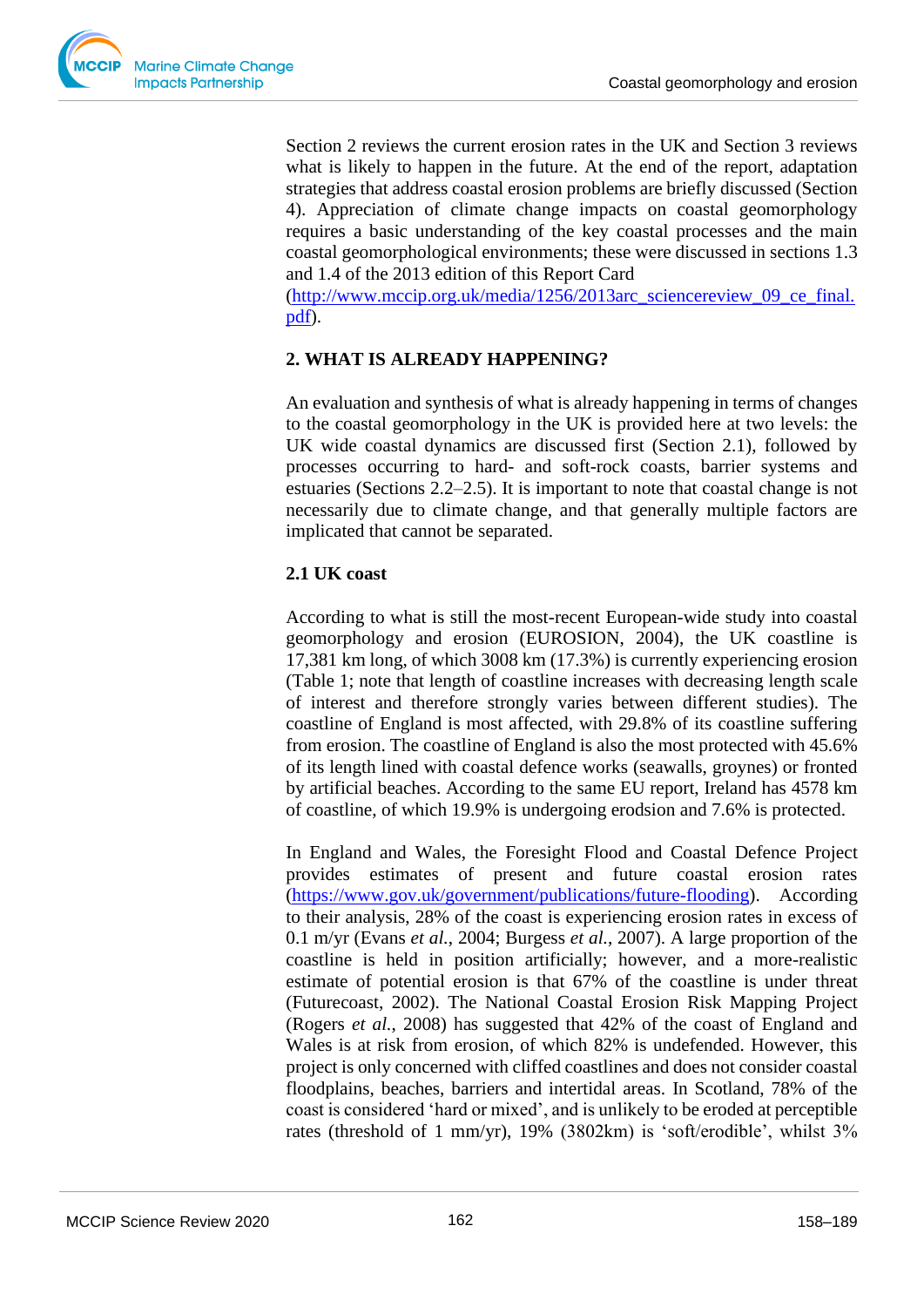Section 2 reviews the current erosion rates in the UK and Section 3 reviews what is likely to happen in the future. At the end of the report, adaptation strategies that address coastal erosion problems are briefly discussed (Section 4). Appreciation of climate change impacts on coastal geomorphology requires a basic understanding of the key coastal processes and the main coastal geomorphological environments; these were discussed in sections 1.3 and 1.4 of the 2013 edition of this Report Card (http://www.mccip.org.uk/media/1256/2013arc_sciencereview_09_ce_final.pdf).

## 2. WHAT IS ALREADY HAPPENING?

An evaluation and synthesis of what is already happening in terms of changes to the coastal geomorphology in the UK is provided here at two levels: the UK wide coastal dynamics are discussed first (Section 2.1), followed by processes occurring to hard- and soft-rock coasts, barrier systems and estuaries (Sections 2.2–2.5). It is important to note that coastal change is not necessarily due to climate change, and that generally multiple factors are implicated that cannot be separated.

### 2.1 UK coast

According to what is still the most-recent European-wide study into coastal geomorphology and erosion (EUROSION, 2004), the UK coastline is 17,381 km long, of which 3008 km (17.3%) is currently experiencing erosion (Table 1; note that length of coastline increases with decreasing length scale of interest and therefore strongly varies between different studies). The coastline of England is most affected, with 29.8% of its coastline suffering from erosion. The coastline of England is also the most protected with 45.6% of its length lined with coastal defence works (seawalls, groynes) or fronted by artificial beaches. According to the same EU report, Ireland has 4578 km of coastline, of which 19.9% is undergoing erodsion and 7.6% is protected.

In England and Wales, the Foresight Flood and Coastal Defence Project provides estimates of present and future coastal erosion rates (https://www.gov.uk/government/publications/future-flooding). According to their analysis, 28% of the coast is experiencing erosion rates in excess of 0.1 m/yr (Evans *et al.*, 2004; Burgess *et al.*, 2007). A large proportion of the coastline is held in position artificially; however, and a more-realistic estimate of potential erosion is that 67% of the coastline is under threat (Futurecoast, 2002). The National Coastal Erosion Risk Mapping Project (Rogers *et al.*, 2008) has suggested that 42% of the coast of England and Wales is at risk from erosion, of which 82% is undefended. However, this project is only concerned with cliffed coastlines and does not consider coastal floodplains, beaches, barriers and intertidal areas. In Scotland, 78% of the coast is considered ‘hard or mixed’, and is unlikely to be eroded at perceptible rates (threshold of 1 mm/yr), 19% (3802km) is ‘soft/erodible’, whilst 3%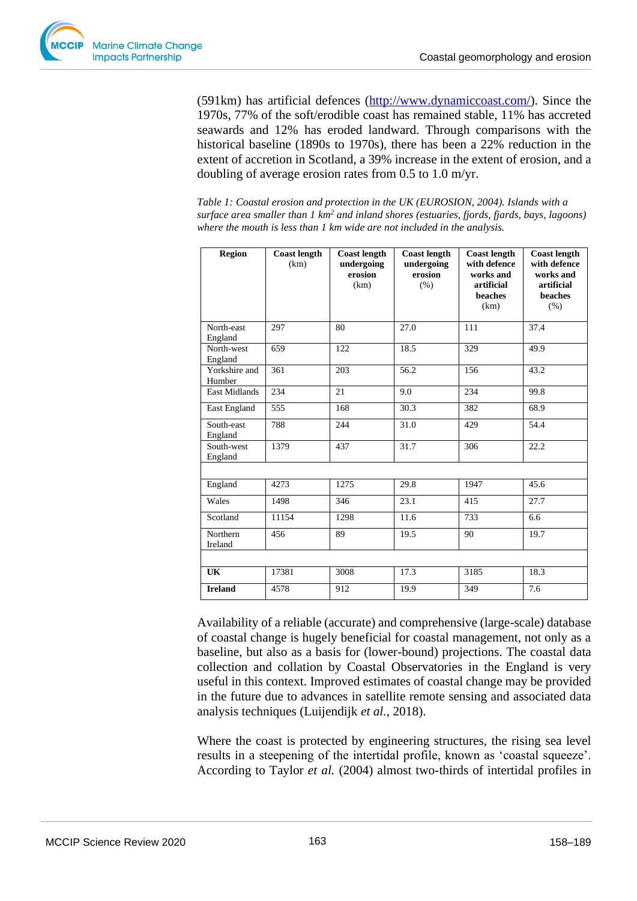(591km) has artificial defences (http://www.dynamiccoast.com/). Since the 1970s, 77% of the soft/erodible coast has remained stable, 11% has accreted seawards and 12% has eroded landward. Through comparisons with the historical baseline (1890s to 1970s), there has been a 22% reduction in the extent of accretion in Scotland, a 39% increase in the extent of erosion, and a doubling of average erosion rates from 0.5 to 1.0 m/yr.

*Table 1: Coastal erosion and protection in the UK (EUROSION, 2004). Islands with a surface area smaller than 1 km² and inland shores (estuaries, fjords, fjards, bays, lagoons) where the mouth is less than 1 km wide are not included in the analysis.*

| Region | Coast length (km) | Coast length undergoing erosion (km) | Coast length undergoing erosion (%) | Coast length with defence works and artificial beaches (km) | Coast length with defence works and artificial beaches (%) |
|---|---|---|---|---|---|
| North-east England | 297 | 80 | 27.0 | 111 | 37.4 |
| North-west England | 659 | 122 | 18.5 | 329 | 49.9 |
| Yorkshire and Humber | 361 | 203 | 56.2 | 156 | 43.2 |
| East Midlands | 234 | 21 | 9.0 | 234 | 99.8 |
| East England | 555 | 168 | 30.3 | 382 | 68.9 |
| South-east England | 788 | 244 | 31.0 | 429 | 54.4 |
| South-west England | 1379 | 437 | 31.7 | 306 | 22.2 |
| | | | | | |
| England | 4273 | 1275 | 29.8 | 1947 | 45.6 |
| Wales | 1498 | 346 | 23.1 | 415 | 27.7 |
| Scotland | 11154 | 1298 | 11.6 | 733 | 6.6 |
| Northern Ireland | 456 | 89 | 19.5 | 90 | 19.7 |
| | | | | | |
| **UK** | 17381 | 3008 | 17.3 | 3185 | 18.3 |
| **Ireland** | 4578 | 912 | 19.9 | 349 | 7.6 |

Availability of a reliable (accurate) and comprehensive (large-scale) database of coastal change is hugely beneficial for coastal management, not only as a baseline, but also as a basis for (lower-bound) projections. The coastal data collection and collation by Coastal Observatories in the England is very useful in this context. Improved estimates of coastal change may be provided in the future due to advances in satellite remote sensing and associated data analysis techniques (Luijendijk *et al*., 2018).

Where the coast is protected by engineering structures, the rising sea level results in a steepening of the intertidal profile, known as 'coastal squeeze'. According to Taylor *et al.* (2004) almost two-thirds of intertidal profiles in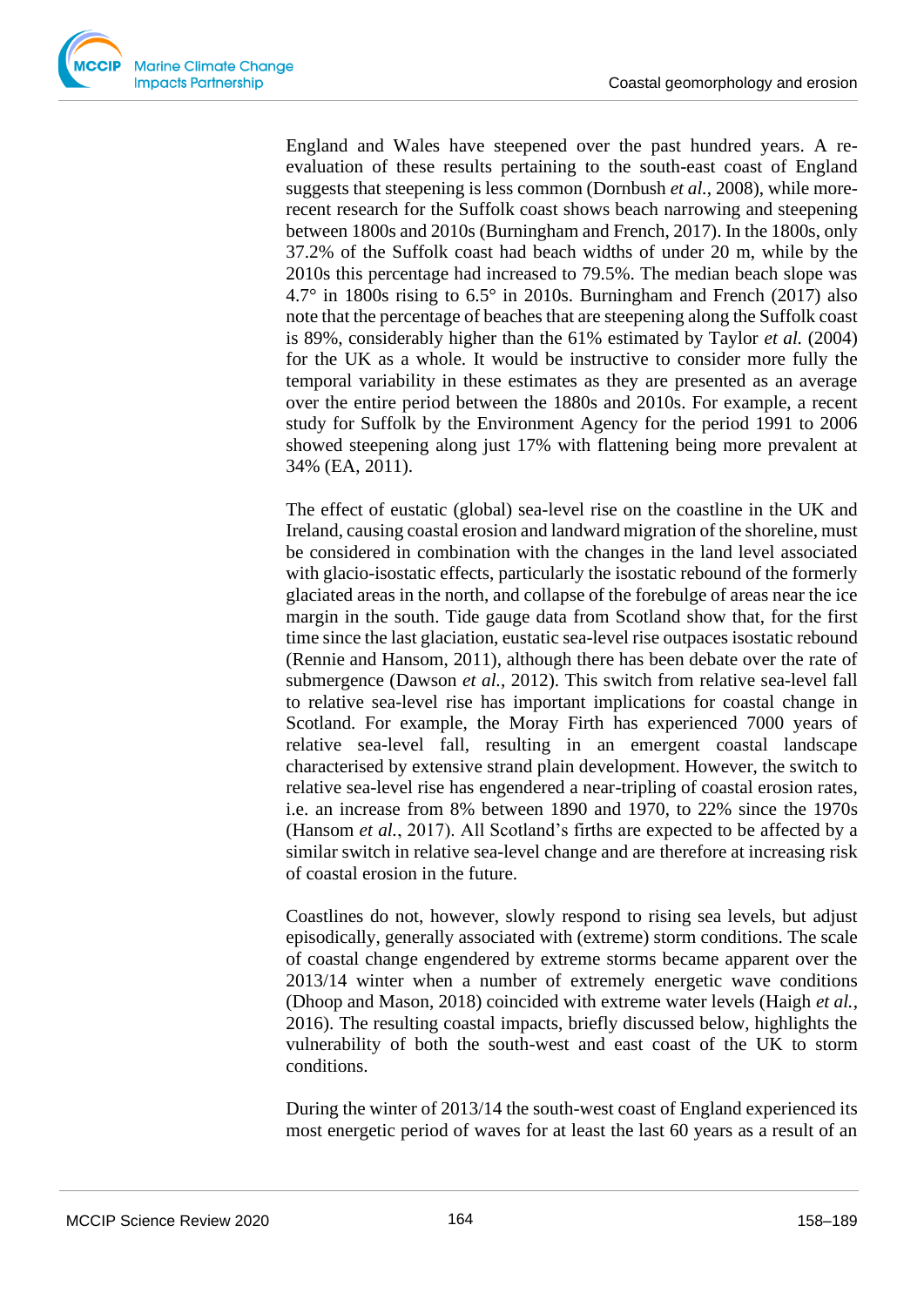England and Wales have steepened over the past hundred years. A re-evaluation of these results pertaining to the south-east coast of England suggests that steepening is less common (Dornbush *et al.*, 2008), while more-recent research for the Suffolk coast shows beach narrowing and steepening between 1800s and 2010s (Burningham and French, 2017). In the 1800s, only 37.2% of the Suffolk coast had beach widths of under 20 m, while by the 2010s this percentage had increased to 79.5%. The median beach slope was 4.7° in 1800s rising to 6.5° in 2010s. Burningham and French (2017) also note that the percentage of beaches that are steepening along the Suffolk coast is 89%, considerably higher than the 61% estimated by Taylor *et al.* (2004) for the UK as a whole. It would be instructive to consider more fully the temporal variability in these estimates as they are presented as an average over the entire period between the 1880s and 2010s. For example, a recent study for Suffolk by the Environment Agency for the period 1991 to 2006 showed steepening along just 17% with flattening being more prevalent at 34% (EA, 2011).

The effect of eustatic (global) sea-level rise on the coastline in the UK and Ireland, causing coastal erosion and landward migration of the shoreline, must be considered in combination with the changes in the land level associated with glacio-isostatic effects, particularly the isostatic rebound of the formerly glaciated areas in the north, and collapse of the forebulge of areas near the ice margin in the south. Tide gauge data from Scotland show that, for the first time since the last glaciation, eustatic sea-level rise outpaces isostatic rebound (Rennie and Hansom, 2011), although there has been debate over the rate of submergence (Dawson *et al.*, 2012). This switch from relative sea-level fall to relative sea-level rise has important implications for coastal change in Scotland. For example, the Moray Firth has experienced 7000 years of relative sea-level fall, resulting in an emergent coastal landscape characterised by extensive strand plain development. However, the switch to relative sea-level rise has engendered a near-tripling of coastal erosion rates, i.e. an increase from 8% between 1890 and 1970, to 22% since the 1970s (Hansom *et al.*, 2017). All Scotland's firths are expected to be affected by a similar switch in relative sea-level change and are therefore at increasing risk of coastal erosion in the future.

Coastlines do not, however, slowly respond to rising sea levels, but adjust episodically, generally associated with (extreme) storm conditions. The scale of coastal change engendered by extreme storms became apparent over the 2013/14 winter when a number of extremely energetic wave conditions (Dhoop and Mason, 2018) coincided with extreme water levels (Haigh *et al.*, 2016). The resulting coastal impacts, briefly discussed below, highlights the vulnerability of both the south-west and east coast of the UK to storm conditions.

During the winter of 2013/14 the south-west coast of England experienced its most energetic period of waves for at least the last 60 years as a result of an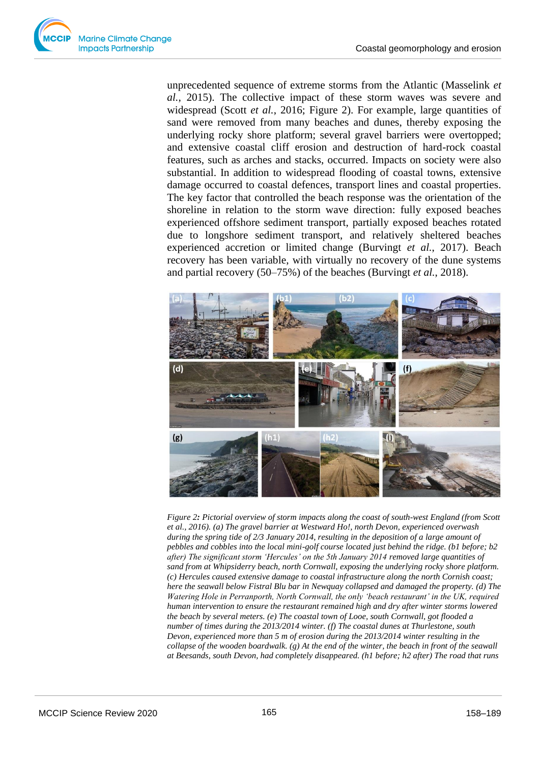unprecedented sequence of extreme storms from the Atlantic (Masselink *et al.*, 2015). The collective impact of these storm waves was severe and widespread (Scott *et al.*, 2016; Figure 2). For example, large quantities of sand were removed from many beaches and dunes, thereby exposing the underlying rocky shore platform; several gravel barriers were overtopped; and extensive coastal cliff erosion and destruction of hard-rock coastal features, such as arches and stacks, occurred. Impacts on society were also substantial. In addition to widespread flooding of coastal towns, extensive damage occurred to coastal defences, transport lines and coastal properties. The key factor that controlled the beach response was the orientation of the shoreline in relation to the storm wave direction: fully exposed beaches experienced offshore sediment transport, partially exposed beaches rotated due to longshore sediment transport, and relatively sheltered beaches experienced accretion or limited change (Burvingt *et al.*, 2017). Beach recovery has been variable, with virtually no recovery of the dune systems and partial recovery (50–75%) of the beaches (Burvingt *et al.*, 2018).

*Figure 2**:** Pictorial overview of storm impacts along the coast of south-west England (from Scott et al., 2016). (a) The gravel barrier at Westward Ho!, north Devon, experienced overwash during the spring tide of 2/3 January 2014, resulting in the deposition of a large amount of pebbles and cobbles into the local mini-golf course located just behind the ridge. (b1 before; b2 after) The significant storm 'Hercules' on the 5th January 2014 removed large quantities of sand from at Whipsiderry beach, north Cornwall, exposing the underlying rocky shore platform. (c) Hercules caused extensive damage to coastal infrastructure along the north Cornish coast; here the seawall below Fistral Blu bar in Newquay collapsed and damaged the property. (d) The Watering Hole in Perranporth, North Cornwall, the only 'beach restaurant' in the UK, required human intervention to ensure the restaurant remained high and dry after winter storms lowered the beach by several meters. (e) The coastal town of Looe, south Cornwall, got flooded a number of times during the 2013/2014 winter. (f) The coastal dunes at Thurlestone, south Devon, experienced more than 5 m of erosion during the 2013/2014 winter resulting in the collapse of the wooden boardwalk. (g) At the end of the winter, the beach in front of the seawall at Beesands, south Devon, had completely disappeared. (h1 before; h2 after) The road that runs*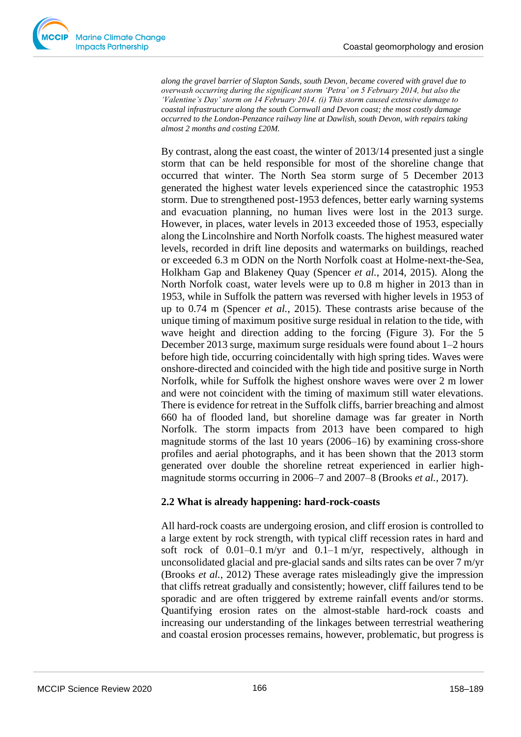*along the gravel barrier of Slapton Sands, south Devon, became covered with gravel due to overwash occurring during the significant storm 'Petra' on 5 February 2014, but also the 'Valentine's Day' storm on 14 February 2014. (i) This storm caused extensive damage to coastal infrastructure along the south Cornwall and Devon coast; the most costly damage occurred to the London-Penzance railway line at Dawlish, south Devon, with repairs taking almost 2 months and costing £20M.*

By contrast, along the east coast, the winter of 2013/14 presented just a single storm that can be held responsible for most of the shoreline change that occurred that winter. The North Sea storm surge of 5 December 2013 generated the highest water levels experienced since the catastrophic 1953 storm. Due to strengthened post-1953 defences, better early warning systems and evacuation planning, no human lives were lost in the 2013 surge. However, in places, water levels in 2013 exceeded those of 1953, especially along the Lincolnshire and North Norfolk coasts. The highest measured water levels, recorded in drift line deposits and watermarks on buildings, reached or exceeded 6.3 m ODN on the North Norfolk coast at Holme-next-the-Sea, Holkham Gap and Blakeney Quay (Spencer *et al.*, 2014, 2015). Along the North Norfolk coast, water levels were up to 0.8 m higher in 2013 than in 1953, while in Suffolk the pattern was reversed with higher levels in 1953 of up to 0.74 m (Spencer *et al.*, 2015). These contrasts arise because of the unique timing of maximum positive surge residual in relation to the tide, with wave height and direction adding to the forcing (Figure 3). For the 5 December 2013 surge, maximum surge residuals were found about 1–2 hours before high tide, occurring coincidentally with high spring tides. Waves were onshore-directed and coincided with the high tide and positive surge in North Norfolk, while for Suffolk the highest onshore waves were over 2 m lower and were not coincident with the timing of maximum still water elevations. There is evidence for retreat in the Suffolk cliffs, barrier breaching and almost 660 ha of flooded land, but shoreline damage was far greater in North Norfolk. The storm impacts from 2013 have been compared to high magnitude storms of the last 10 years (2006–16) by examining cross-shore profiles and aerial photographs, and it has been shown that the 2013 storm generated over double the shoreline retreat experienced in earlier high-magnitude storms occurring in 2006–7 and 2007–8 (Brooks *et al.*, 2017).

## 2.2 What is already happening: hard-rock-coasts

All hard-rock coasts are undergoing erosion, and cliff erosion is controlled to a large extent by rock strength, with typical cliff recession rates in hard and soft rock of 0.01–0.1 m/yr and 0.1–1 m/yr, respectively, although in unconsolidated glacial and pre-glacial sands and silts rates can be over 7 m/yr (Brooks *et al.*, 2012) These average rates misleadingly give the impression that cliffs retreat gradually and consistently; however, cliff failures tend to be sporadic and are often triggered by extreme rainfall events and/or storms. Quantifying erosion rates on the almost-stable hard-rock coasts and increasing our understanding of the linkages between terrestrial weathering and coastal erosion processes remains, however, problematic, but progress is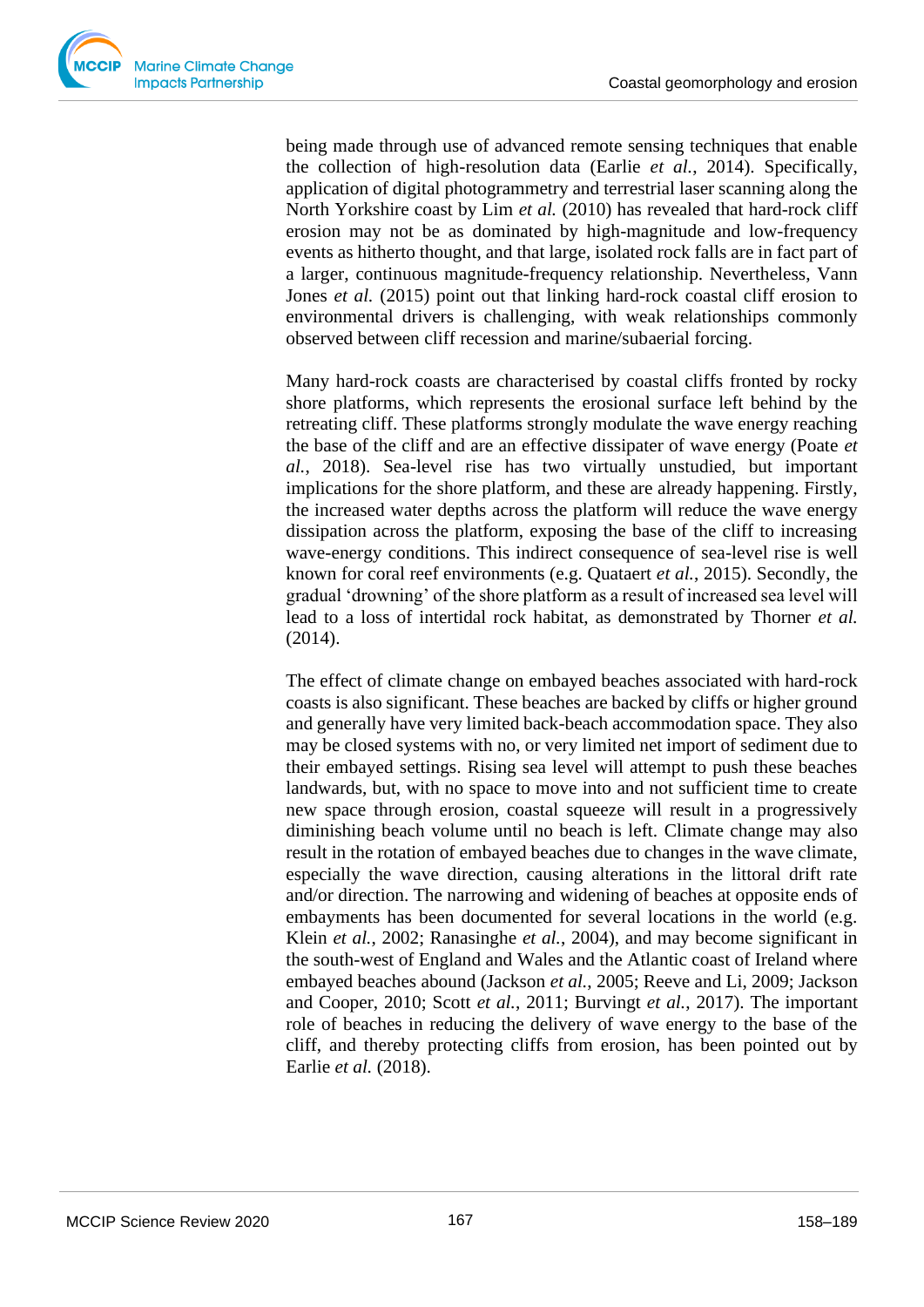being made through use of advanced remote sensing techniques that enable the collection of high-resolution data (Earlie *et al.*, 2014). Specifically, application of digital photogrammetry and terrestrial laser scanning along the North Yorkshire coast by Lim *et al.* (2010) has revealed that hard-rock cliff erosion may not be as dominated by high-magnitude and low-frequency events as hitherto thought, and that large, isolated rock falls are in fact part of a larger, continuous magnitude-frequency relationship. Nevertheless, Vann Jones *et al.* (2015) point out that linking hard-rock coastal cliff erosion to environmental drivers is challenging, with weak relationships commonly observed between cliff recession and marine/subaerial forcing.

Many hard-rock coasts are characterised by coastal cliffs fronted by rocky shore platforms, which represents the erosional surface left behind by the retreating cliff. These platforms strongly modulate the wave energy reaching the base of the cliff and are an effective dissipater of wave energy (Poate *et al.*, 2018). Sea-level rise has two virtually unstudied, but important implications for the shore platform, and these are already happening. Firstly, the increased water depths across the platform will reduce the wave energy dissipation across the platform, exposing the base of the cliff to increasing wave-energy conditions. This indirect consequence of sea-level rise is well known for coral reef environments (e.g. Quataert *et al.*, 2015). Secondly, the gradual 'drowning' of the shore platform as a result of increased sea level will lead to a loss of intertidal rock habitat, as demonstrated by Thorner *et al.* (2014).

The effect of climate change on embayed beaches associated with hard-rock coasts is also significant. These beaches are backed by cliffs or higher ground and generally have very limited back-beach accommodation space. They also may be closed systems with no, or very limited net import of sediment due to their embayed settings. Rising sea level will attempt to push these beaches landwards, but, with no space to move into and not sufficient time to create new space through erosion, coastal squeeze will result in a progressively diminishing beach volume until no beach is left. Climate change may also result in the rotation of embayed beaches due to changes in the wave climate, especially the wave direction, causing alterations in the littoral drift rate and/or direction. The narrowing and widening of beaches at opposite ends of embayments has been documented for several locations in the world (e.g. Klein *et al.*, 2002; Ranasinghe *et al.*, 2004), and may become significant in the south-west of England and Wales and the Atlantic coast of Ireland where embayed beaches abound (Jackson *et al.*, 2005; Reeve and Li, 2009; Jackson and Cooper, 2010; Scott *et al.*, 2011; Burvingt *et al.*, 2017). The important role of beaches in reducing the delivery of wave energy to the base of the cliff, and thereby protecting cliffs from erosion, has been pointed out by Earlie *et al.* (2018).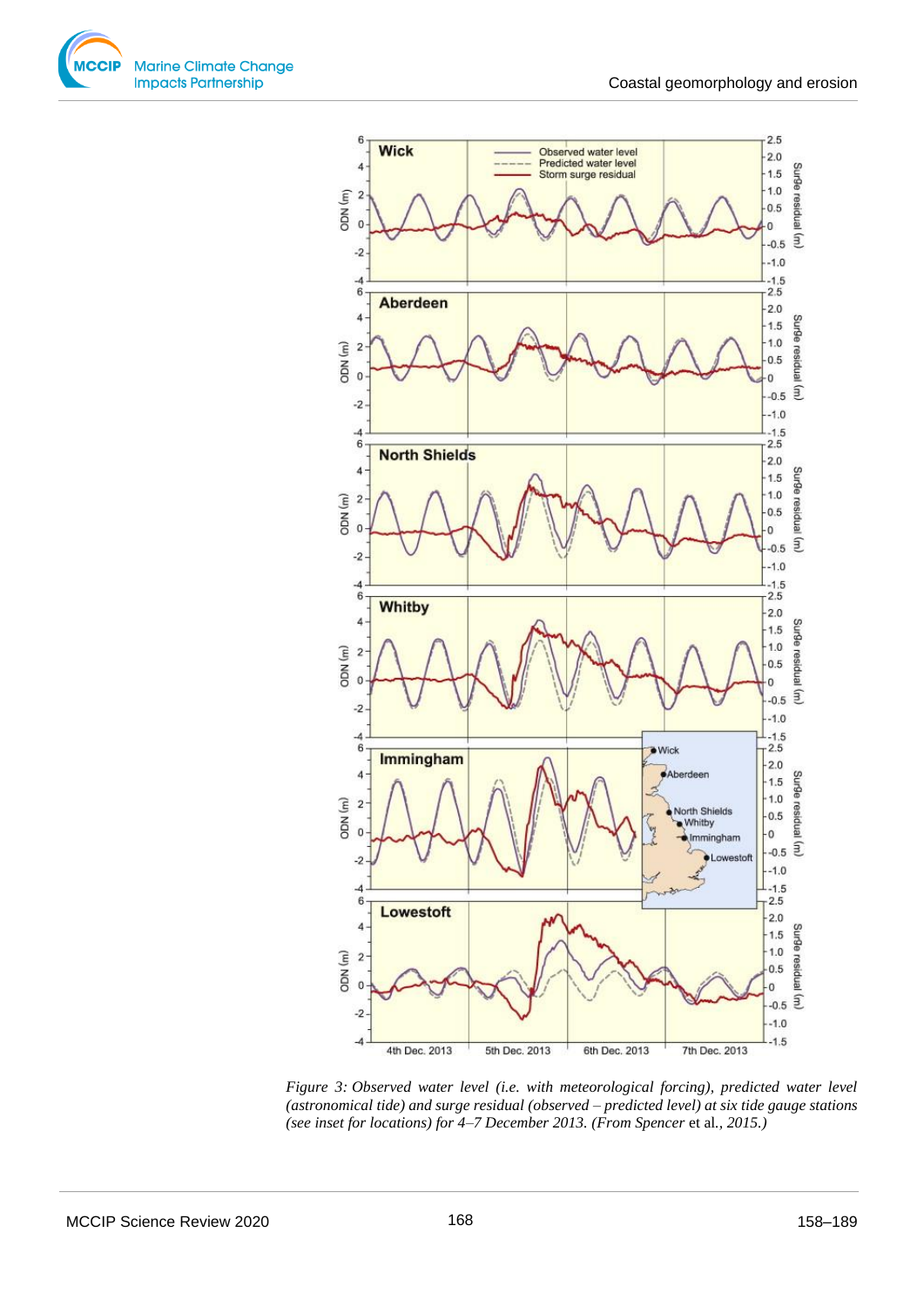*Figure 3: Observed water level (i.e. with meteorological forcing), predicted water level (astronomical tide) and surge residual (observed – predicted level) at six tide gauge stations (see inset for locations) for 4–7 December 2013. (From Spencer* et al.*, 2015.)*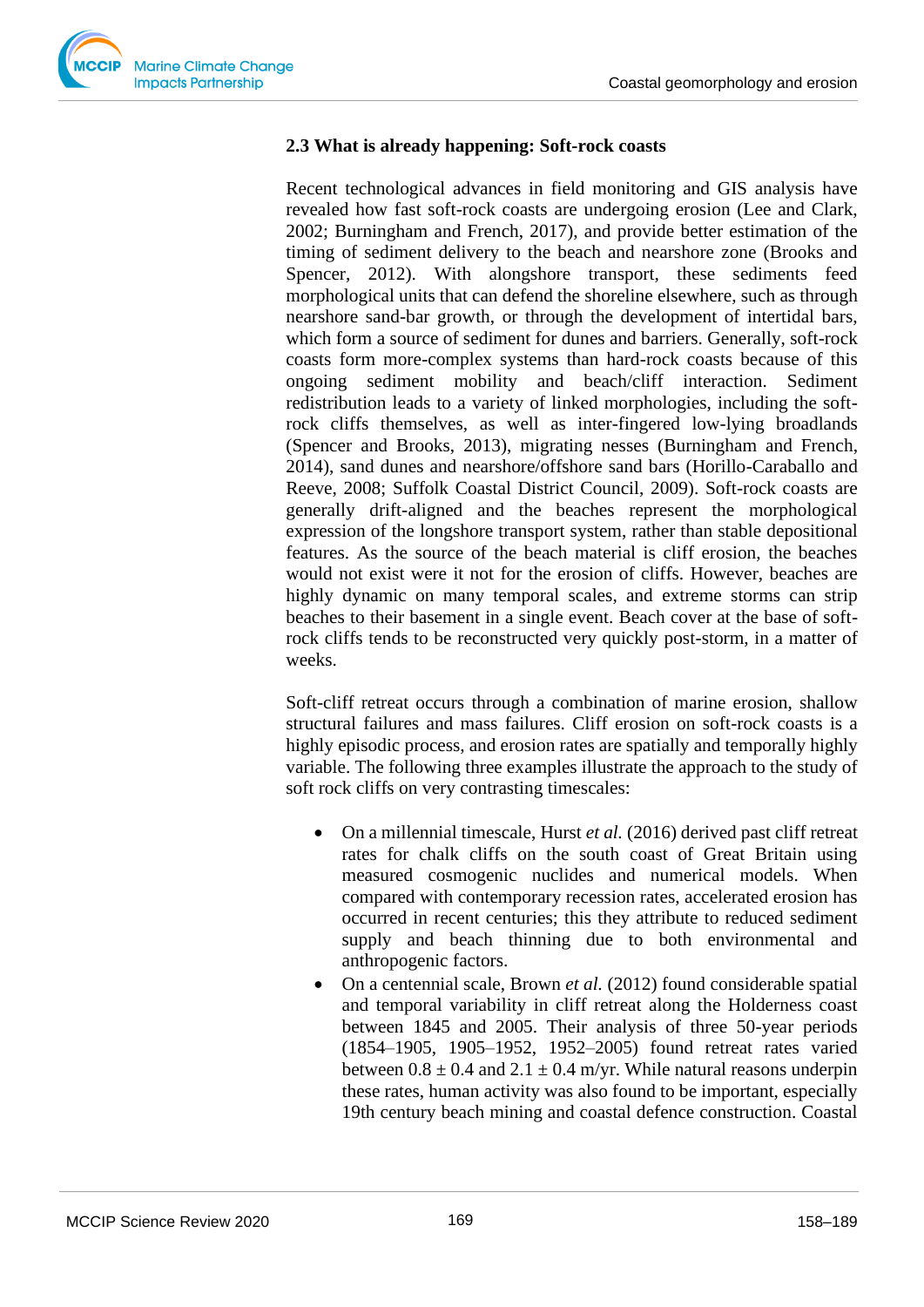## 2.3 What is already happening: Soft-rock coasts

Recent technological advances in field monitoring and GIS analysis have revealed how fast soft-rock coasts are undergoing erosion (Lee and Clark, 2002; Burningham and French, 2017), and provide better estimation of the timing of sediment delivery to the beach and nearshore zone (Brooks and Spencer, 2012). With alongshore transport, these sediments feed morphological units that can defend the shoreline elsewhere, such as through nearshore sand-bar growth, or through the development of intertidal bars, which form a source of sediment for dunes and barriers. Generally, soft-rock coasts form more-complex systems than hard-rock coasts because of this ongoing sediment mobility and beach/cliff interaction. Sediment redistribution leads to a variety of linked morphologies, including the soft-rock cliffs themselves, as well as inter-fingered low-lying broadlands (Spencer and Brooks, 2013), migrating nesses (Burningham and French, 2014), sand dunes and nearshore/offshore sand bars (Horillo-Caraballo and Reeve, 2008; Suffolk Coastal District Council, 2009). Soft-rock coasts are generally drift-aligned and the beaches represent the morphological expression of the longshore transport system, rather than stable depositional features. As the source of the beach material is cliff erosion, the beaches would not exist were it not for the erosion of cliffs. However, beaches are highly dynamic on many temporal scales, and extreme storms can strip beaches to their basement in a single event. Beach cover at the base of soft-rock cliffs tends to be reconstructed very quickly post-storm, in a matter of weeks.

Soft-cliff retreat occurs through a combination of marine erosion, shallow structural failures and mass failures. Cliff erosion on soft-rock coasts is a highly episodic process, and erosion rates are spatially and temporally highly variable. The following three examples illustrate the approach to the study of soft rock cliffs on very contrasting timescales:

- On a millennial timescale, Hurst *et al.* (2016) derived past cliff retreat rates for chalk cliffs on the south coast of Great Britain using measured cosmogenic nuclides and numerical models. When compared with contemporary recession rates, accelerated erosion has occurred in recent centuries; this they attribute to reduced sediment supply and beach thinning due to both environmental and anthropogenic factors.
- On a centennial scale, Brown *et al.* (2012) found considerable spatial and temporal variability in cliff retreat along the Holderness coast between 1845 and 2005. Their analysis of three 50-year periods (1854–1905, 1905–1952, 1952–2005) found retreat rates varied between $0.8 \pm 0.4$ and $2.1 \pm 0.4$ m/yr. While natural reasons underpin these rates, human activity was also found to be important, especially 19th century beach mining and coastal defence construction. Coastal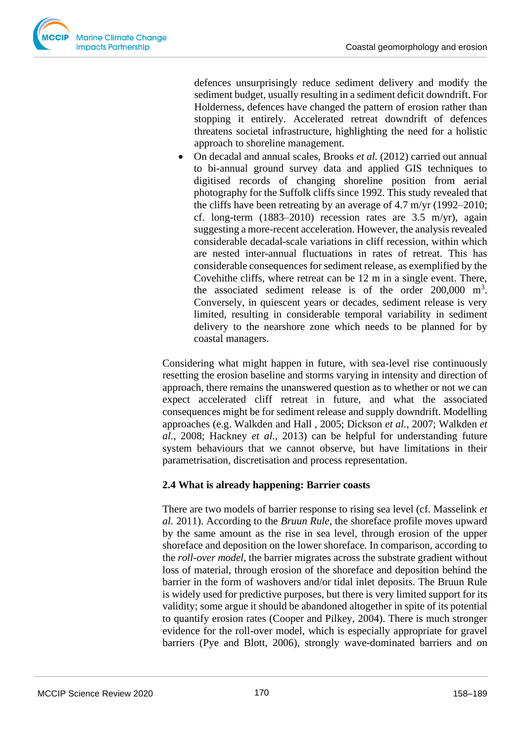defences unsurprisingly reduce sediment delivery and modify the sediment budget, usually resulting in a sediment deficit downdrift. For Holderness, defences have changed the pattern of erosion rather than stopping it entirely. Accelerated retreat downdrift of defences threatens societal infrastructure, highlighting the need for a holistic approach to shoreline management.

- On decadal and annual scales, Brooks *et al.* (2012) carried out annual to bi-annual ground survey data and applied GIS techniques to digitised records of changing shoreline position from aerial photography for the Suffolk cliffs since 1992. This study revealed that the cliffs have been retreating by an average of 4.7 m/yr (1992–2010; cf. long-term (1883–2010) recession rates are 3.5 m/yr), again suggesting a more-recent acceleration. However, the analysis revealed considerable decadal-scale variations in cliff recession, within which are nested inter-annual fluctuations in rates of retreat. This has considerable consequences for sediment release, as exemplified by the Covehithe cliffs, where retreat can be 12 m in a single event. There, the associated sediment release is of the order 200,000 $m^3$. Conversely, in quiescent years or decades, sediment release is very limited, resulting in considerable temporal variability in sediment delivery to the nearshore zone which needs to be planned for by coastal managers.

Considering what might happen in future, with sea-level rise continuously resetting the erosion baseline and storms varying in intensity and direction of approach, there remains the unanswered question as to whether or not we can expect accelerated cliff retreat in future, and what the associated consequences might be for sediment release and supply downdrift. Modelling approaches (e.g. Walkden and Hall , 2005; Dickson *et al.*, 2007; Walkden *et al.*, 2008; Hackney *et al.*, 2013) can be helpful for understanding future system behaviours that we cannot observe, but have limitations in their parametrisation, discretisation and process representation.

### 2.4 What is already happening: Barrier coasts

There are two models of barrier response to rising sea level (cf. Masselink *et al.* 2011). According to the *Bruun Rule*, the shoreface profile moves upward by the same amount as the rise in sea level, through erosion of the upper shoreface and deposition on the lower shoreface. In comparison, according to the *roll-over model*, the barrier migrates across the substrate gradient without loss of material, through erosion of the shoreface and deposition behind the barrier in the form of washovers and/or tidal inlet deposits. The Bruun Rule is widely used for predictive purposes, but there is very limited support for its validity; some argue it should be abandoned altogether in spite of its potential to quantify erosion rates (Cooper and Pilkey, 2004). There is much stronger evidence for the roll-over model, which is especially appropriate for gravel barriers (Pye and Blott, 2006), strongly wave-dominated barriers and on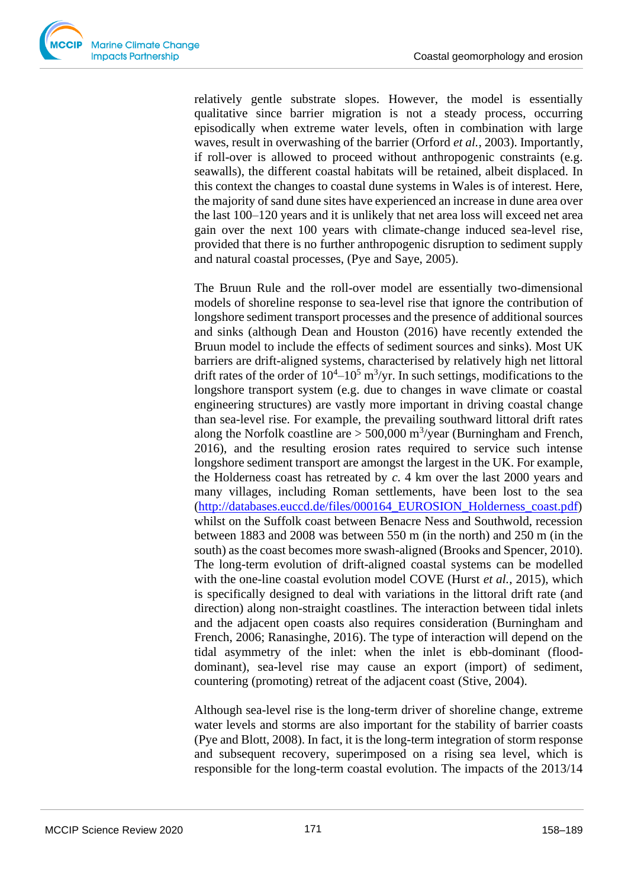relatively gentle substrate slopes. However, the model is essentially qualitative since barrier migration is not a steady process, occurring episodically when extreme water levels, often in combination with large waves, result in overwashing of the barrier (Orford *et al.*, 2003). Importantly, if roll-over is allowed to proceed without anthropogenic constraints (e.g. seawalls), the different coastal habitats will be retained, albeit displaced. In this context the changes to coastal dune systems in Wales is of interest. Here, the majority of sand dune sites have experienced an increase in dune area over the last 100–120 years and it is unlikely that net area loss will exceed net area gain over the next 100 years with climate-change induced sea-level rise, provided that there is no further anthropogenic disruption to sediment supply and natural coastal processes, (Pye and Saye, 2005).

The Bruun Rule and the roll-over model are essentially two-dimensional models of shoreline response to sea-level rise that ignore the contribution of longshore sediment transport processes and the presence of additional sources and sinks (although Dean and Houston (2016) have recently extended the Bruun model to include the effects of sediment sources and sinks). Most UK barriers are drift-aligned systems, characterised by relatively high net littoral drift rates of the order of $10^4$–$10^5$ $m^3$/yr. In such settings, modifications to the longshore transport system (e.g. due to changes in wave climate or coastal engineering structures) are vastly more important in driving coastal change than sea-level rise. For example, the prevailing southward littoral drift rates along the Norfolk coastline are > 500,000 $m^3$/year (Burningham and French, 2016), and the resulting erosion rates required to service such intense longshore sediment transport are amongst the largest in the UK. For example, the Holderness coast has retreated by *c.* 4 km over the last 2000 years and many villages, including Roman settlements, have been lost to the sea (http://databases.euccd.de/files/000164_EUROSION_Holderness_coast.pdf) whilst on the Suffolk coast between Benacre Ness and Southwold, recession between 1883 and 2008 was between 550 m (in the north) and 250 m (in the south) as the coast becomes more swash-aligned (Brooks and Spencer, 2010). The long-term evolution of drift-aligned coastal systems can be modelled with the one-line coastal evolution model COVE (Hurst *et al.*, 2015), which is specifically designed to deal with variations in the littoral drift rate (and direction) along non-straight coastlines. The interaction between tidal inlets and the adjacent open coasts also requires consideration (Burningham and French, 2006; Ranasinghe, 2016). The type of interaction will depend on the tidal asymmetry of the inlet: when the inlet is ebb-dominant (flood-dominant), sea-level rise may cause an export (import) of sediment, countering (promoting) retreat of the adjacent coast (Stive, 2004).

Although sea-level rise is the long-term driver of shoreline change, extreme water levels and storms are also important for the stability of barrier coasts (Pye and Blott, 2008). In fact, it is the long-term integration of storm response and subsequent recovery, superimposed on a rising sea level, which is responsible for the long-term coastal evolution. The impacts of the 2013/14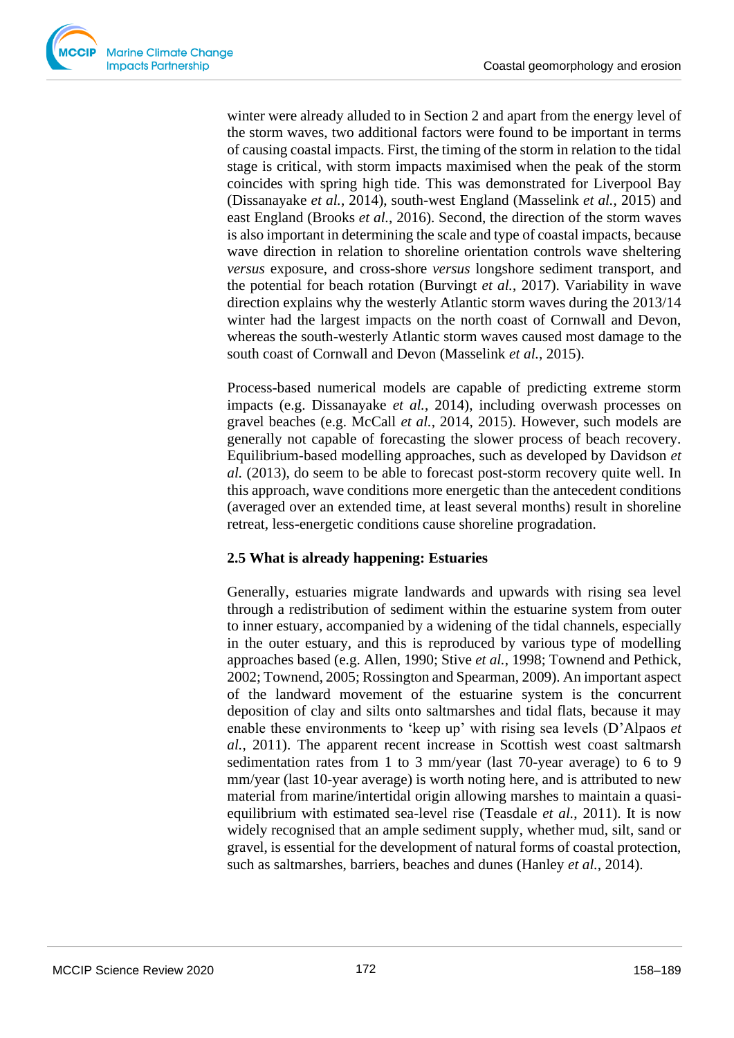winter were already alluded to in Section 2 and apart from the energy level of the storm waves, two additional factors were found to be important in terms of causing coastal impacts. First, the timing of the storm in relation to the tidal stage is critical, with storm impacts maximised when the peak of the storm coincides with spring high tide. This was demonstrated for Liverpool Bay (Dissanayake *et al.*, 2014), south-west England (Masselink *et al.*, 2015) and east England (Brooks *et al.*, 2016). Second, the direction of the storm waves is also important in determining the scale and type of coastal impacts, because wave direction in relation to shoreline orientation controls wave sheltering *versus* exposure, and cross-shore *versus* longshore sediment transport, and the potential for beach rotation (Burvingt *et al.*, 2017). Variability in wave direction explains why the westerly Atlantic storm waves during the 2013/14 winter had the largest impacts on the north coast of Cornwall and Devon, whereas the south-westerly Atlantic storm waves caused most damage to the south coast of Cornwall and Devon (Masselink *et al.*, 2015).

Process-based numerical models are capable of predicting extreme storm impacts (e.g. Dissanayake *et al.*, 2014), including overwash processes on gravel beaches (e.g. McCall *et al.*, 2014, 2015). However, such models are generally not capable of forecasting the slower process of beach recovery. Equilibrium-based modelling approaches, such as developed by Davidson *et al.* (2013), do seem to be able to forecast post-storm recovery quite well. In this approach, wave conditions more energetic than the antecedent conditions (averaged over an extended time, at least several months) result in shoreline retreat, less-energetic conditions cause shoreline progradation.

## 2.5 What is already happening: Estuaries

Generally, estuaries migrate landwards and upwards with rising sea level through a redistribution of sediment within the estuarine system from outer to inner estuary, accompanied by a widening of the tidal channels, especially in the outer estuary, and this is reproduced by various type of modelling approaches based (e.g. Allen, 1990; Stive *et al.*, 1998; Townend and Pethick, 2002; Townend, 2005; Rossington and Spearman, 2009). An important aspect of the landward movement of the estuarine system is the concurrent deposition of clay and silts onto saltmarshes and tidal flats, because it may enable these environments to 'keep up' with rising sea levels (D'Alpaos *et al.*, 2011). The apparent recent increase in Scottish west coast saltmarsh sedimentation rates from 1 to 3 mm/year (last 70-year average) to 6 to 9 mm/year (last 10-year average) is worth noting here, and is attributed to new material from marine/intertidal origin allowing marshes to maintain a quasi-equilibrium with estimated sea-level rise (Teasdale *et al.*, 2011). It is now widely recognised that an ample sediment supply, whether mud, silt, sand or gravel, is essential for the development of natural forms of coastal protection, such as saltmarshes, barriers, beaches and dunes (Hanley *et al.*, 2014).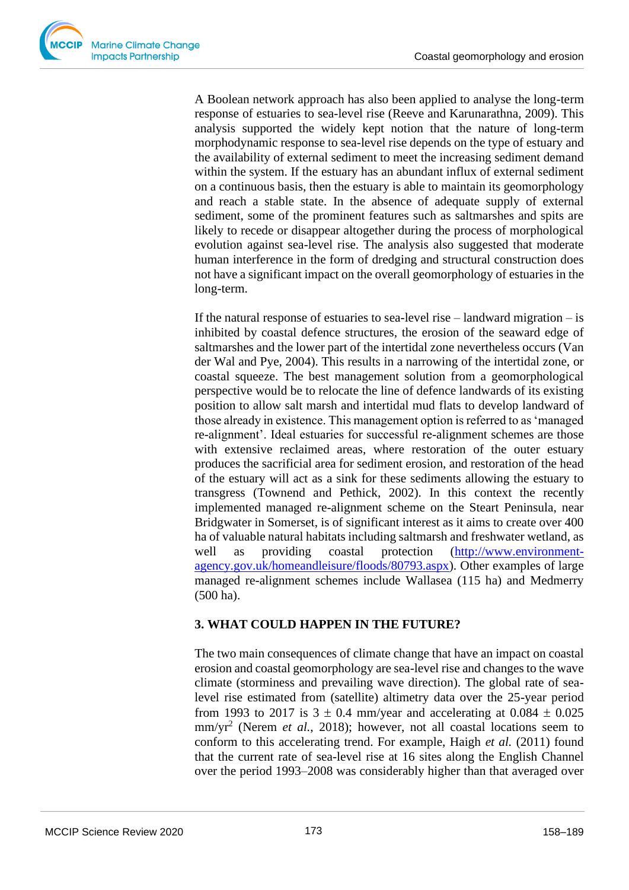A Boolean network approach has also been applied to analyse the long-term response of estuaries to sea-level rise (Reeve and Karunarathna, 2009). This analysis supported the widely kept notion that the nature of long-term morphodynamic response to sea-level rise depends on the type of estuary and the availability of external sediment to meet the increasing sediment demand within the system. If the estuary has an abundant influx of external sediment on a continuous basis, then the estuary is able to maintain its geomorphology and reach a stable state. In the absence of adequate supply of external sediment, some of the prominent features such as saltmarshes and spits are likely to recede or disappear altogether during the process of morphological evolution against sea-level rise. The analysis also suggested that moderate human interference in the form of dredging and structural construction does not have a significant impact on the overall geomorphology of estuaries in the long-term.

If the natural response of estuaries to sea-level rise – landward migration – is inhibited by coastal defence structures, the erosion of the seaward edge of saltmarshes and the lower part of the intertidal zone nevertheless occurs (Van der Wal and Pye, 2004). This results in a narrowing of the intertidal zone, or coastal squeeze. The best management solution from a geomorphological perspective would be to relocate the line of defence landwards of its existing position to allow salt marsh and intertidal mud flats to develop landward of those already in existence. This management option is referred to as 'managed re-alignment'. Ideal estuaries for successful re-alignment schemes are those with extensive reclaimed areas, where restoration of the outer estuary produces the sacrificial area for sediment erosion, and restoration of the head of the estuary will act as a sink for these sediments allowing the estuary to transgress (Townend and Pethick, 2002). In this context the recently implemented managed re-alignment scheme on the Steart Peninsula, near Bridgwater in Somerset, is of significant interest as it aims to create over 400 ha of valuable natural habitats including saltmarsh and freshwater wetland, as well as providing coastal protection (http://www.environment-agency.gov.uk/homeandleisure/floods/80793.aspx). Other examples of large managed re-alignment schemes include Wallasea (115 ha) and Medmerry (500 ha).

## 3. WHAT COULD HAPPEN IN THE FUTURE?

The two main consequences of climate change that have an impact on coastal erosion and coastal geomorphology are sea-level rise and changes to the wave climate (storminess and prevailing wave direction). The global rate of sea-level rise estimated from (satellite) altimetry data over the 25-year period from 1993 to 2017 is $3 \pm 0.4$ mm/year and accelerating at $0.084 \pm 0.025$ mm/yr$^2$ (Nerem *et al.*, 2018); however, not all coastal locations seem to conform to this accelerating trend. For example, Haigh *et al.* (2011) found that the current rate of sea-level rise at 16 sites along the English Channel over the period 1993–2008 was considerably higher than that averaged over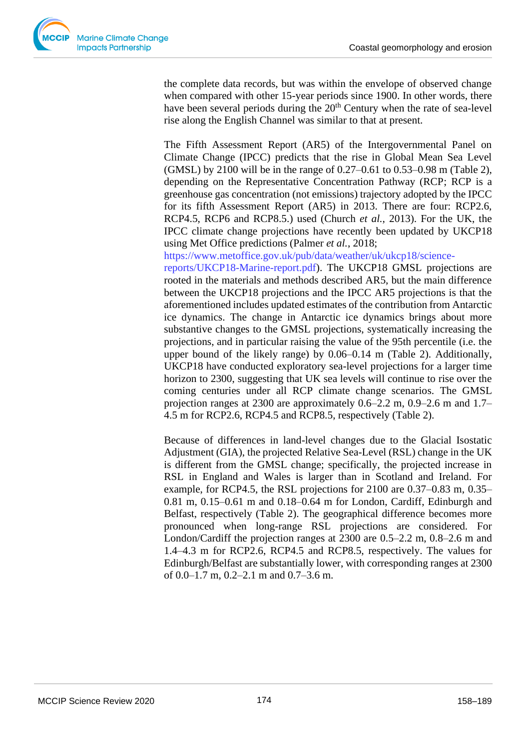the complete data records, but was within the envelope of observed change when compared with other 15-year periods since 1900. In other words, there have been several periods during the 20th Century when the rate of sea-level rise along the English Channel was similar to that at present.

The Fifth Assessment Report (AR5) of the Intergovernmental Panel on Climate Change (IPCC) predicts that the rise in Global Mean Sea Level (GMSL) by 2100 will be in the range of 0.27–0.61 to 0.53–0.98 m (Table 2), depending on the Representative Concentration Pathway (RCP; RCP is a greenhouse gas concentration (not emissions) trajectory adopted by the IPCC for its fifth Assessment Report (AR5) in 2013. There are four: RCP2.6, RCP4.5, RCP6 and RCP8.5.) used (Church *et al.*, 2013). For the UK, the IPCC climate change projections have recently been updated by UKCP18 using Met Office predictions (Palmer *et al.*, 2018; https://www.metoffice.gov.uk/pub/data/weather/uk/ukcp18/science-reports/UKCP18-Marine-report.pdf). The UKCP18 GMSL projections are rooted in the materials and methods described AR5, but the main difference between the UKCP18 projections and the IPCC AR5 projections is that the aforementioned includes updated estimates of the contribution from Antarctic ice dynamics. The change in Antarctic ice dynamics brings about more substantive changes to the GMSL projections, systematically increasing the projections, and in particular raising the value of the 95th percentile (i.e. the upper bound of the likely range) by 0.06–0.14 m (Table 2). Additionally, UKCP18 have conducted exploratory sea-level projections for a larger time horizon to 2300, suggesting that UK sea levels will continue to rise over the coming centuries under all RCP climate change scenarios. The GMSL projection ranges at 2300 are approximately 0.6–2.2 m, 0.9–2.6 m and 1.7–4.5 m for RCP2.6, RCP4.5 and RCP8.5, respectively (Table 2).

Because of differences in land-level changes due to the Glacial Isostatic Adjustment (GIA), the projected Relative Sea-Level (RSL) change in the UK is different from the GMSL change; specifically, the projected increase in RSL in England and Wales is larger than in Scotland and Ireland. For example, for RCP4.5, the RSL projections for 2100 are 0.37–0.83 m, 0.35–0.81 m, 0.15–0.61 m and 0.18–0.64 m for London, Cardiff, Edinburgh and Belfast, respectively (Table 2). The geographical difference becomes more pronounced when long-range RSL projections are considered. For London/Cardiff the projection ranges at 2300 are 0.5–2.2 m, 0.8–2.6 m and 1.4–4.3 m for RCP2.6, RCP4.5 and RCP8.5, respectively. The values for Edinburgh/Belfast are substantially lower, with corresponding ranges at 2300 of 0.0–1.7 m, 0.2–2.1 m and 0.7–3.6 m.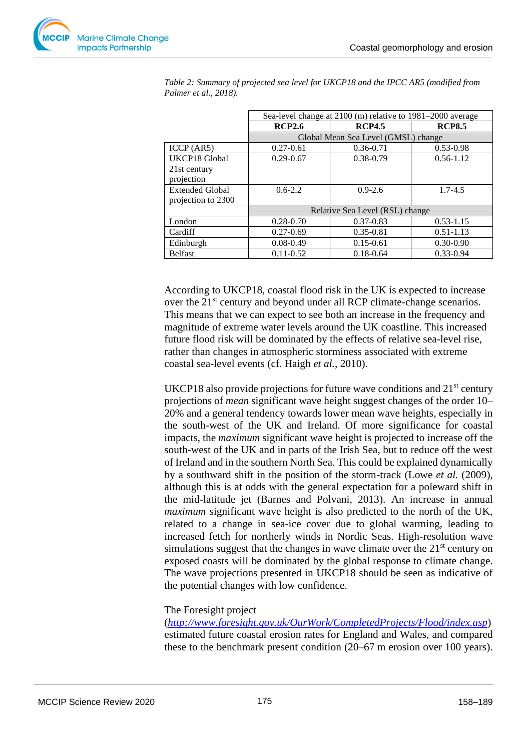*Table 2: Summary of projected sea level for UKCP18 and the IPCC AR5 (modified from Palmer et al., 2018).*

| | Sea-level change at 2100 (m) relative to 1981–2000 average | | |
|---|---|---|---|
| | **RCP2.6** | **RCP4.5** | **RCP8.5** |
| | Global Mean Sea Level (GMSL) change | | |
| ICCP (AR5) | 0.27-0.61 | 0.36-0.71 | 0.53-0.98 |
| UKCP18 Global 21st century projection | 0.29-0.67 | 0.38-0.79 | 0.56-1.12 |
| Extended Global projection to 2300 | 0.6-2.2 | 0.9-2.6 | 1.7-4.5 |
| | Relative Sea Level (RSL) change | | |
| London | 0.28-0.70 | 0.37-0.83 | 0.53-1.15 |
| Cardiff | 0.27-0.69 | 0.35-0.81 | 0.51-1.13 |
| Edinburgh | 0.08-0.49 | 0.15-0.61 | 0.30-0.90 |
| Belfast | 0.11-0.52 | 0.18-0.64 | 0.33-0.94 |

According to UKCP18, coastal flood risk in the UK is expected to increase over the 21st century and beyond under all RCP climate-change scenarios. This means that we can expect to see both an increase in the frequency and magnitude of extreme water levels around the UK coastline. This increased future flood risk will be dominated by the effects of relative sea-level rise, rather than changes in atmospheric storminess associated with extreme coastal sea-level events (cf. Haigh *et al.*, 2010).

UKCP18 also provide projections for future wave conditions and 21st century projections of *mean* significant wave height suggest changes of the order 10–20% and a general tendency towards lower mean wave heights, especially in the south-west of the UK and Ireland. Of more significance for coastal impacts, the *maximum* significant wave height is projected to increase off the south-west of the UK and in parts of the Irish Sea, but to reduce off the west of Ireland and in the southern North Sea. This could be explained dynamically by a southward shift in the position of the storm-track (Lowe *et al.* (2009), although this is at odds with the general expectation for a poleward shift in the mid-latitude jet (Barnes and Polvani, 2013). An increase in annual *maximum* significant wave height is also predicted to the north of the UK, related to a change in sea-ice cover due to global warming, leading to increased fetch for northerly winds in Nordic Seas. High-resolution wave simulations suggest that the changes in wave climate over the 21st century on exposed coasts will be dominated by the global response to climate change. The wave projections presented in UKCP18 should be seen as indicative of the potential changes with low confidence.

The Foresight project (*http://www.foresight.gov.uk/OurWork/CompletedProjects/Flood/index.asp*) estimated future coastal erosion rates for England and Wales, and compared these to the benchmark present condition (20–67 m erosion over 100 years).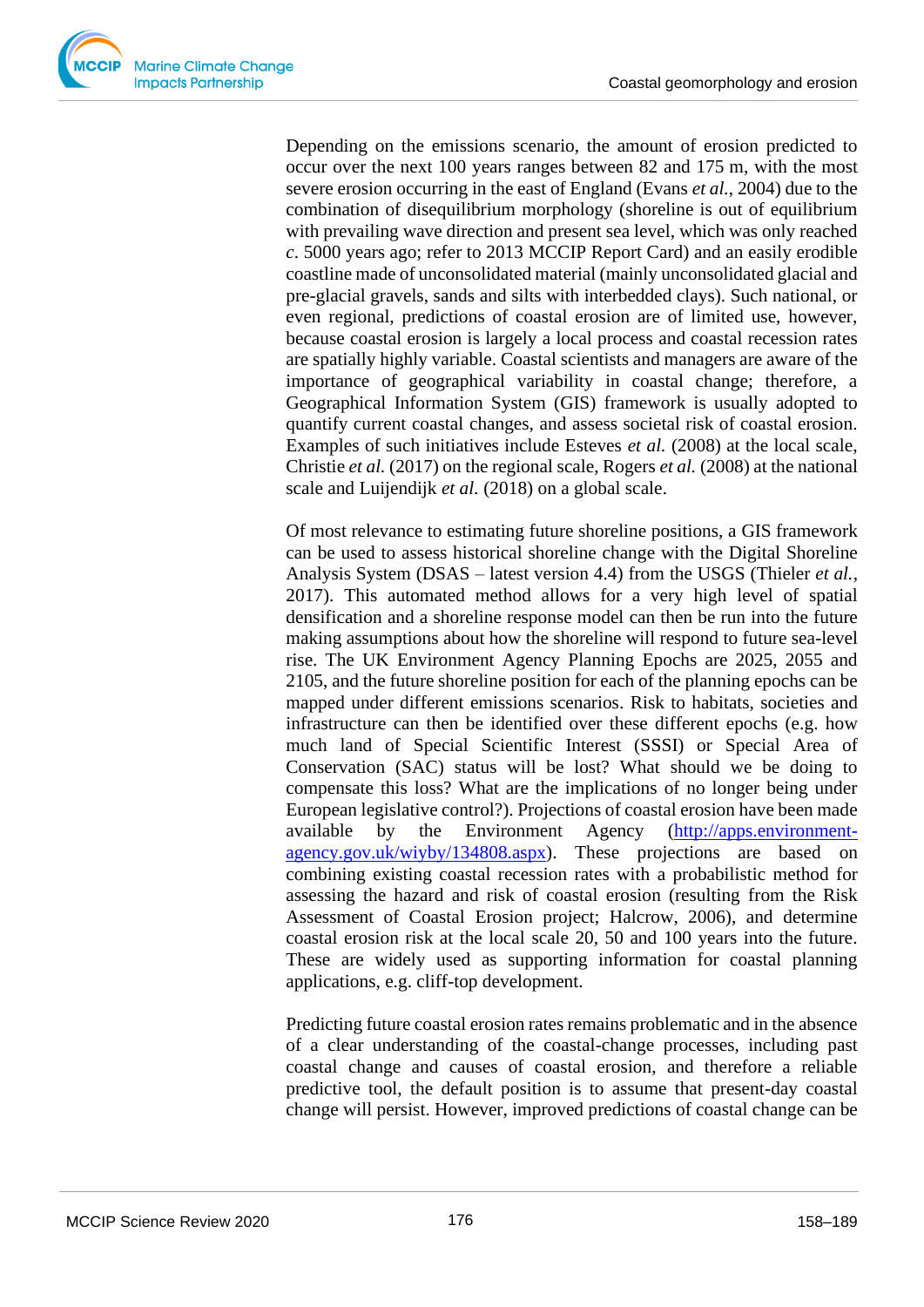Depending on the emissions scenario, the amount of erosion predicted to occur over the next 100 years ranges between 82 and 175 m, with the most severe erosion occurring in the east of England (Evans *et al.*, 2004) due to the combination of disequilibrium morphology (shoreline is out of equilibrium with prevailing wave direction and present sea level, which was only reached *c*. 5000 years ago; refer to 2013 MCCIP Report Card) and an easily erodible coastline made of unconsolidated material (mainly unconsolidated glacial and pre-glacial gravels, sands and silts with interbedded clays). Such national, or even regional, predictions of coastal erosion are of limited use, however, because coastal erosion is largely a local process and coastal recession rates are spatially highly variable. Coastal scientists and managers are aware of the importance of geographical variability in coastal change; therefore, a Geographical Information System (GIS) framework is usually adopted to quantify current coastal changes, and assess societal risk of coastal erosion. Examples of such initiatives include Esteves *et al.* (2008) at the local scale, Christie *et al.* (2017) on the regional scale, Rogers *et al.* (2008) at the national scale and Luijendijk *et al.* (2018) on a global scale.

Of most relevance to estimating future shoreline positions, a GIS framework can be used to assess historical shoreline change with the Digital Shoreline Analysis System (DSAS – latest version 4.4) from the USGS (Thieler *et al.*, 2017). This automated method allows for a very high level of spatial densification and a shoreline response model can then be run into the future making assumptions about how the shoreline will respond to future sea-level rise. The UK Environment Agency Planning Epochs are 2025, 2055 and 2105, and the future shoreline position for each of the planning epochs can be mapped under different emissions scenarios. Risk to habitats, societies and infrastructure can then be identified over these different epochs (e.g. how much land of Special Scientific Interest (SSSI) or Special Area of Conservation (SAC) status will be lost? What should we be doing to compensate this loss? What are the implications of no longer being under European legislative control?). Projections of coastal erosion have been made available by the Environment Agency (http://apps.environment-agency.gov.uk/wiyby/134808.aspx). These projections are based on combining existing coastal recession rates with a probabilistic method for assessing the hazard and risk of coastal erosion (resulting from the Risk Assessment of Coastal Erosion project; Halcrow, 2006), and determine coastal erosion risk at the local scale 20, 50 and 100 years into the future. These are widely used as supporting information for coastal planning applications, e.g. cliff-top development.

Predicting future coastal erosion rates remains problematic and in the absence of a clear understanding of the coastal-change processes, including past coastal change and causes of coastal erosion, and therefore a reliable predictive tool, the default position is to assume that present-day coastal change will persist. However, improved predictions of coastal change can be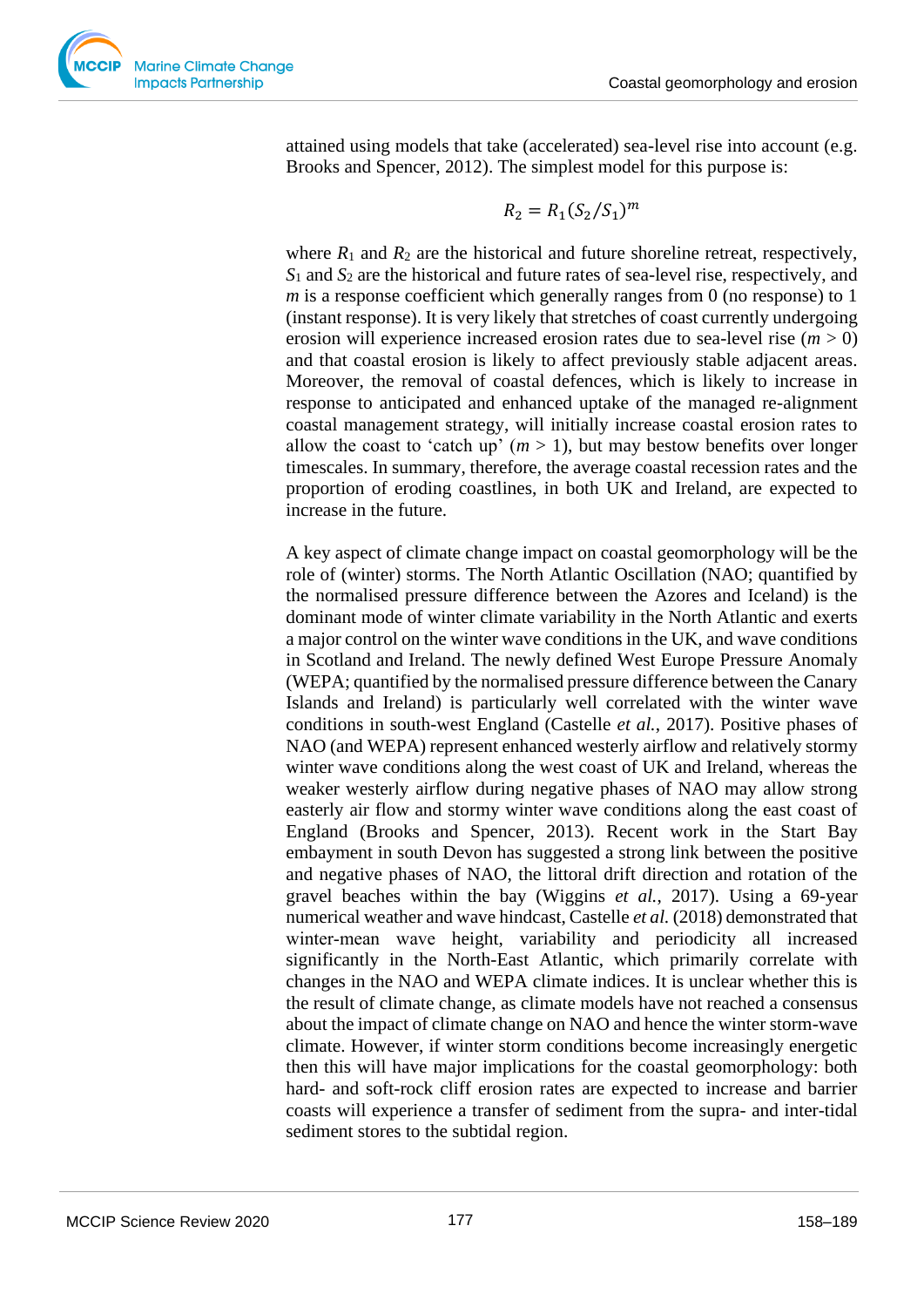attained using models that take (accelerated) sea-level rise into account (e.g. Brooks and Spencer, 2012). The simplest model for this purpose is:

$$R_2 = R_1(S_2/S_1)^m$$

where $R_1$ and $R_2$ are the historical and future shoreline retreat, respectively, $S_1$ and $S_2$ are the historical and future rates of sea-level rise, respectively, and $m$ is a response coefficient which generally ranges from 0 (no response) to 1 (instant response). It is very likely that stretches of coast currently undergoing erosion will experience increased erosion rates due to sea-level rise ($m > 0$) and that coastal erosion is likely to affect previously stable adjacent areas. Moreover, the removal of coastal defences, which is likely to increase in response to anticipated and enhanced uptake of the managed re-alignment coastal management strategy, will initially increase coastal erosion rates to allow the coast to 'catch up' ($m > 1$), but may bestow benefits over longer timescales. In summary, therefore, the average coastal recession rates and the proportion of eroding coastlines, in both UK and Ireland, are expected to increase in the future.

A key aspect of climate change impact on coastal geomorphology will be the role of (winter) storms. The North Atlantic Oscillation (NAO; quantified by the normalised pressure difference between the Azores and Iceland) is the dominant mode of winter climate variability in the North Atlantic and exerts a major control on the winter wave conditions in the UK, and wave conditions in Scotland and Ireland. The newly defined West Europe Pressure Anomaly (WEPA; quantified by the normalised pressure difference between the Canary Islands and Ireland) is particularly well correlated with the winter wave conditions in south-west England (Castelle *et al.*, 2017). Positive phases of NAO (and WEPA) represent enhanced westerly airflow and relatively stormy winter wave conditions along the west coast of UK and Ireland, whereas the weaker westerly airflow during negative phases of NAO may allow strong easterly air flow and stormy winter wave conditions along the east coast of England (Brooks and Spencer, 2013). Recent work in the Start Bay embayment in south Devon has suggested a strong link between the positive and negative phases of NAO, the littoral drift direction and rotation of the gravel beaches within the bay (Wiggins *et al.*, 2017). Using a 69-year numerical weather and wave hindcast, Castelle *et al.* (2018) demonstrated that winter-mean wave height, variability and periodicity all increased significantly in the North-East Atlantic, which primarily correlate with changes in the NAO and WEPA climate indices. It is unclear whether this is the result of climate change, as climate models have not reached a consensus about the impact of climate change on NAO and hence the winter storm-wave climate. However, if winter storm conditions become increasingly energetic then this will have major implications for the coastal geomorphology: both hard- and soft-rock cliff erosion rates are expected to increase and barrier coasts will experience a transfer of sediment from the supra- and inter-tidal sediment stores to the subtidal region.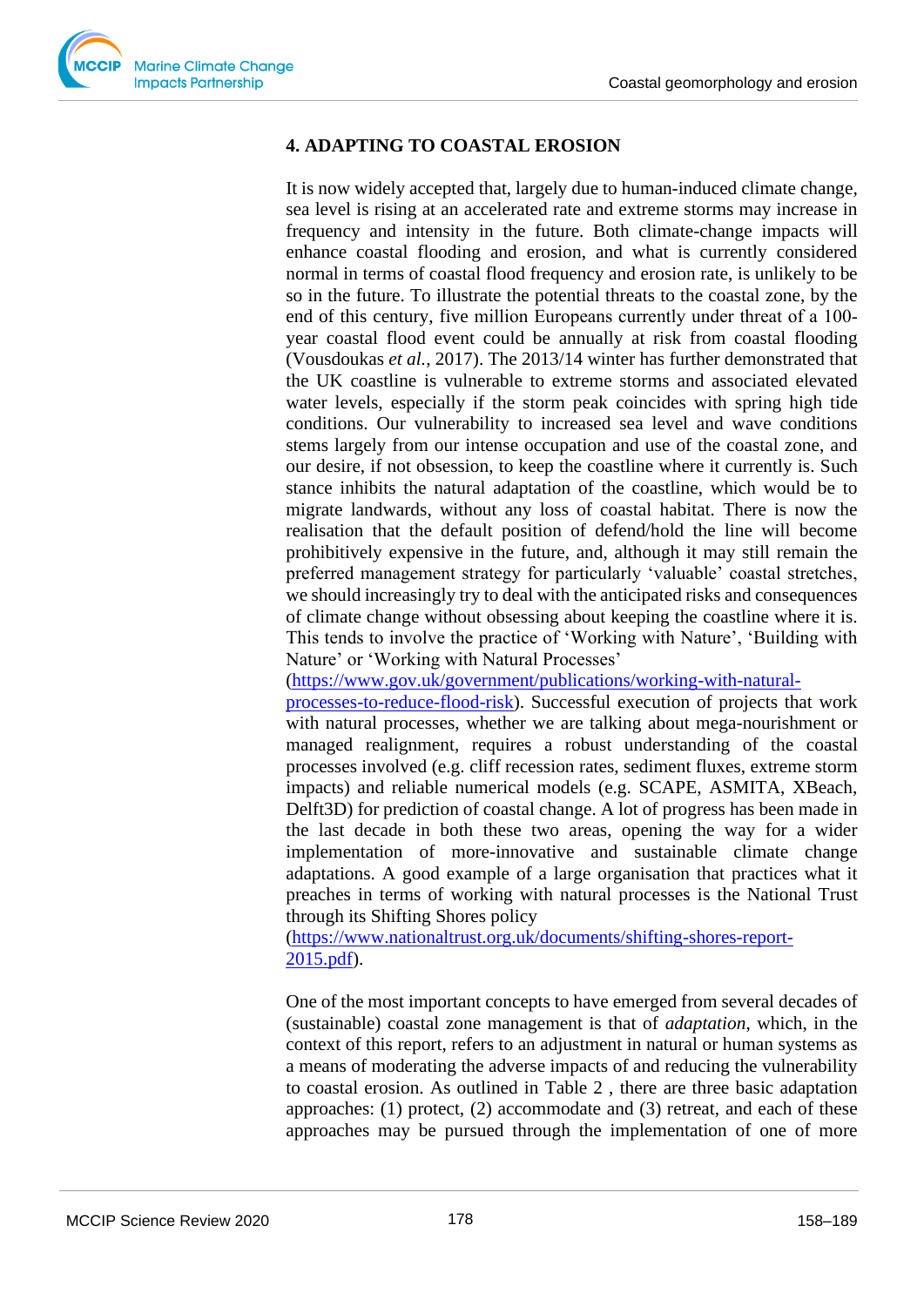## 4. ADAPTING TO COASTAL EROSION

It is now widely accepted that, largely due to human-induced climate change, sea level is rising at an accelerated rate and extreme storms may increase in frequency and intensity in the future. Both climate-change impacts will enhance coastal flooding and erosion, and what is currently considered normal in terms of coastal flood frequency and erosion rate, is unlikely to be so in the future. To illustrate the potential threats to the coastal zone, by the end of this century, five million Europeans currently under threat of a 100-year coastal flood event could be annually at risk from coastal flooding (Vousdoukas *et al.*, 2017). The 2013/14 winter has further demonstrated that the UK coastline is vulnerable to extreme storms and associated elevated water levels, especially if the storm peak coincides with spring high tide conditions. Our vulnerability to increased sea level and wave conditions stems largely from our intense occupation and use of the coastal zone, and our desire, if not obsession, to keep the coastline where it currently is. Such stance inhibits the natural adaptation of the coastline, which would be to migrate landwards, without any loss of coastal habitat. There is now the realisation that the default position of defend/hold the line will become prohibitively expensive in the future, and, although it may still remain the preferred management strategy for particularly 'valuable' coastal stretches, we should increasingly try to deal with the anticipated risks and consequences of climate change without obsessing about keeping the coastline where it is. This tends to involve the practice of 'Working with Nature', 'Building with Nature' or 'Working with Natural Processes' ([https://www.gov.uk/government/publications/working-with-natural-processes-to-reduce-flood-risk](https://www.gov.uk/government/publications/working-with-natural-processes-to-reduce-flood-risk)). Successful execution of projects that work with natural processes, whether we are talking about mega-nourishment or managed realignment, requires a robust understanding of the coastal processes involved (e.g. cliff recession rates, sediment fluxes, extreme storm impacts) and reliable numerical models (e.g. SCAPE, ASMITA, XBeach, Delft3D) for prediction of coastal change. A lot of progress has been made in the last decade in both these two areas, opening the way for a wider implementation of more-innovative and sustainable climate change adaptations. A good example of a large organisation that practices what it preaches in terms of working with natural processes is the National Trust through its Shifting Shores policy ([https://www.nationaltrust.org.uk/documents/shifting-shores-report-2015.pdf](https://www.nationaltrust.org.uk/documents/shifting-shores-report-2015.pdf)).

One of the most important concepts to have emerged from several decades of (sustainable) coastal zone management is that of *adaptation*, which, in the context of this report, refers to an adjustment in natural or human systems as a means of moderating the adverse impacts of and reducing the vulnerability to coastal erosion. As outlined in Table 2 , there are three basic adaptation approaches: (1) protect, (2) accommodate and (3) retreat, and each of these approaches may be pursued through the implementation of one of more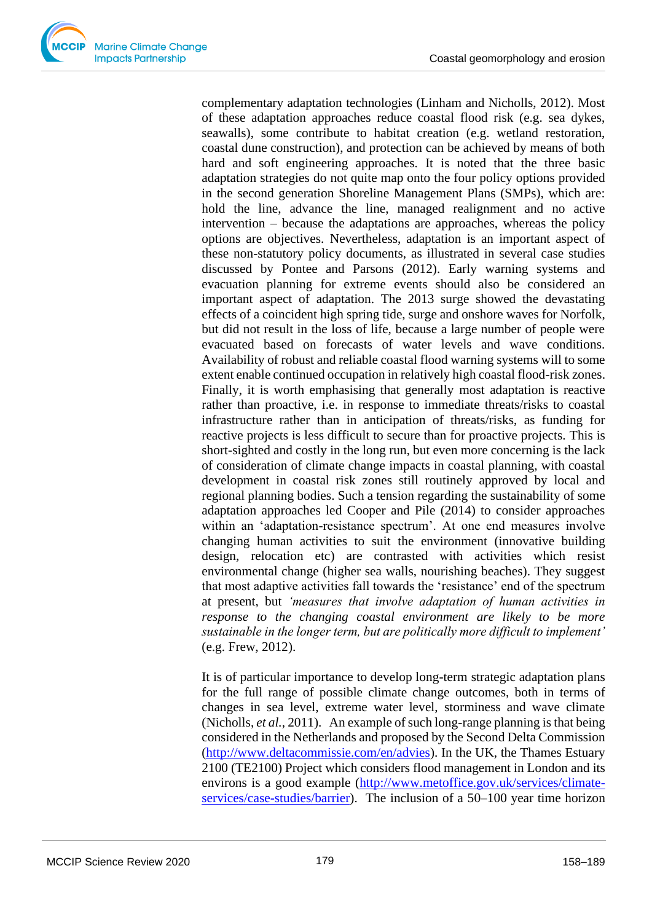complementary adaptation technologies (Linham and Nicholls, 2012). Most of these adaptation approaches reduce coastal flood risk (e.g. sea dykes, seawalls), some contribute to habitat creation (e.g. wetland restoration, coastal dune construction), and protection can be achieved by means of both hard and soft engineering approaches. It is noted that the three basic adaptation strategies do not quite map onto the four policy options provided in the second generation Shoreline Management Plans (SMPs), which are: hold the line, advance the line, managed realignment and no active intervention – because the adaptations are approaches, whereas the policy options are objectives. Nevertheless, adaptation is an important aspect of these non-statutory policy documents, as illustrated in several case studies discussed by Pontee and Parsons (2012). Early warning systems and evacuation planning for extreme events should also be considered an important aspect of adaptation. The 2013 surge showed the devastating effects of a coincident high spring tide, surge and onshore waves for Norfolk, but did not result in the loss of life, because a large number of people were evacuated based on forecasts of water levels and wave conditions. Availability of robust and reliable coastal flood warning systems will to some extent enable continued occupation in relatively high coastal flood-risk zones. Finally, it is worth emphasising that generally most adaptation is reactive rather than proactive, i.e. in response to immediate threats/risks to coastal infrastructure rather than in anticipation of threats/risks, as funding for reactive projects is less difficult to secure than for proactive projects. This is short-sighted and costly in the long run, but even more concerning is the lack of consideration of climate change impacts in coastal planning, with coastal development in coastal risk zones still routinely approved by local and regional planning bodies. Such a tension regarding the sustainability of some adaptation approaches led Cooper and Pile (2014) to consider approaches within an 'adaptation-resistance spectrum'. At one end measures involve changing human activities to suit the environment (innovative building design, relocation etc) are contrasted with activities which resist environmental change (higher sea walls, nourishing beaches). They suggest that most adaptive activities fall towards the 'resistance' end of the spectrum at present, but *'measures that involve adaptation of human activities in response to the changing coastal environment are likely to be more sustainable in the longer term, but are politically more difficult to implement'* (e.g. Frew, 2012).

It is of particular importance to develop long-term strategic adaptation plans for the full range of possible climate change outcomes, both in terms of changes in sea level, extreme water level, storminess and wave climate (Nicholls, *et al.*, 2011). An example of such long-range planning is that being considered in the Netherlands and proposed by the Second Delta Commission (http://www.deltacommissie.com/en/advies). In the UK, the Thames Estuary 2100 (TE2100) Project which considers flood management in London and its environs is a good example (http://www.metoffice.gov.uk/services/climate-services/case-studies/barrier). The inclusion of a 50–100 year time horizon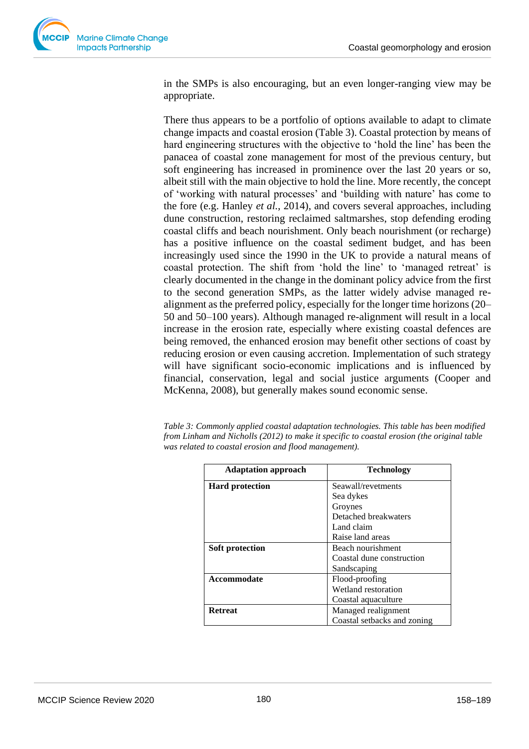in the SMPs is also encouraging, but an even longer-ranging view may be appropriate.

There thus appears to be a portfolio of options available to adapt to climate change impacts and coastal erosion (Table 3). Coastal protection by means of hard engineering structures with the objective to 'hold the line' has been the panacea of coastal zone management for most of the previous century, but soft engineering has increased in prominence over the last 20 years or so, albeit still with the main objective to hold the line. More recently, the concept of 'working with natural processes' and 'building with nature' has come to the fore (e.g. Hanley *et al.*, 2014), and covers several approaches, including dune construction, restoring reclaimed saltmarshes, stop defending eroding coastal cliffs and beach nourishment. Only beach nourishment (or recharge) has a positive influence on the coastal sediment budget, and has been increasingly used since the 1990 in the UK to provide a natural means of coastal protection. The shift from 'hold the line' to 'managed retreat' is clearly documented in the change in the dominant policy advice from the first to the second generation SMPs, as the latter widely advise managed re-alignment as the preferred policy, especially for the longer time horizons (20–50 and 50–100 years). Although managed re-alignment will result in a local increase in the erosion rate, especially where existing coastal defences are being removed, the enhanced erosion may benefit other sections of coast by reducing erosion or even causing accretion. Implementation of such strategy will have significant socio-economic implications and is influenced by financial, conservation, legal and social justice arguments (Cooper and McKenna, 2008), but generally makes sound economic sense.

*Table 3: Commonly applied coastal adaptation technologies. This table has been modified from Linham and Nicholls (2012) to make it specific to coastal erosion (the original table was related to coastal erosion and flood management).*

| Adaptation approach | Technology |
| --- | --- |
| **Hard protection** | Seawall/revetments<br>Sea dykes<br>Groynes<br>Detached breakwaters<br>Land claim<br>Raise land areas |
| **Soft protection** | Beach nourishment<br>Coastal dune construction<br>Sandscaping |
| **Accommodate** | Flood-proofing<br>Wetland restoration<br>Coastal aquaculture |
| **Retreat** | Managed realignment<br>Coastal setbacks and zoning |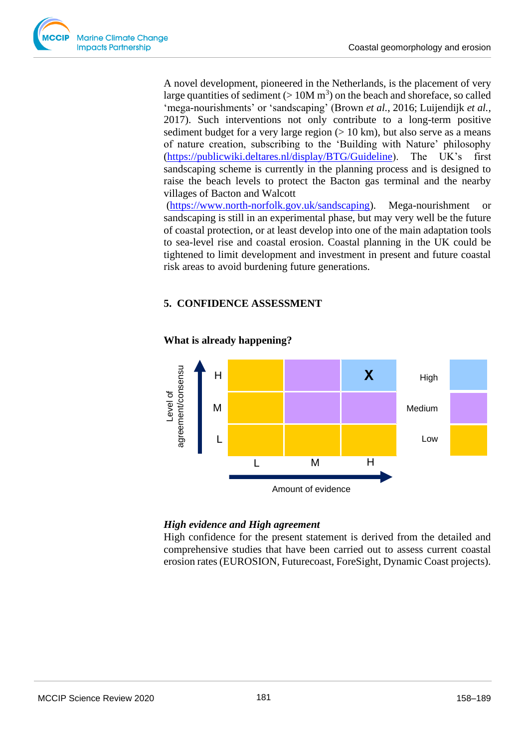A novel development, pioneered in the Netherlands, is the placement of very large quantities of sediment (> 10M $m^3$) on the beach and shoreface, so called 'mega-nourishments' or 'sandscaping' (Brown *et al.*, 2016; Luijendijk *et al.*, 2017). Such interventions not only contribute to a long-term positive sediment budget for a very large region (> 10 km), but also serve as a means of nature creation, subscribing to the 'Building with Nature' philosophy (https://publicwiki.deltares.nl/display/BTG/Guideline). The UK's first sandscaping scheme is currently in the planning process and is designed to raise the beach levels to protect the Bacton gas terminal and the nearby villages of Bacton and Walcott (https://www.north-norfolk.gov.uk/sandscaping). Mega-nourishment or sandscaping is still in an experimental phase, but may very well be the future of coastal protection, or at least develop into one of the main adaptation tools to sea-level rise and coastal erosion. Coastal planning in the UK could be tightened to limit development and investment in present and future coastal risk areas to avoid burdening future generations.

## 5. CONFIDENCE ASSESSMENT

### What is already happening?

| Level of agreement/consensus | L | M | H |
|---|---|---|---|
| H | | | X |
| M | | | |
| L | | | |

Amount of evidence

Legend: High, Medium, Low

***High evidence and High agreement***

High confidence for the present statement is derived from the detailed and comprehensive studies that have been carried out to assess current coastal erosion rates (EUROSION, Futurecoast, ForeSight, Dynamic Coast projects).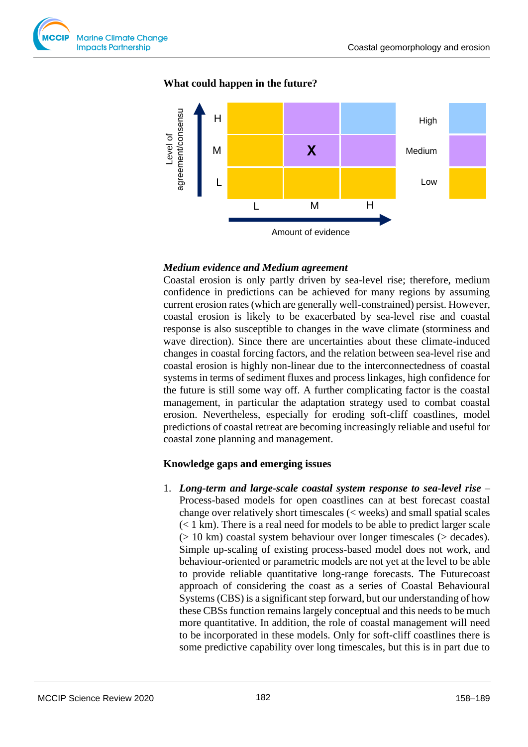**What could happen in the future?**

| Level of agreement/consensus | L | M | H |
|---|---|---|---|
| H | | | |
| M | | X | |
| L | | | |

Amount of evidence

Legend: High, Medium, Low

***Medium evidence and Medium agreement***

Coastal erosion is only partly driven by sea-level rise; therefore, medium confidence in predictions can be achieved for many regions by assuming current erosion rates (which are generally well-constrained) persist. However, coastal erosion is likely to be exacerbated by sea-level rise and coastal response is also susceptible to changes in the wave climate (storminess and wave direction). Since there are uncertainties about these climate-induced changes in coastal forcing factors, and the relation between sea-level rise and coastal erosion is highly non-linear due to the interconnectedness of coastal systems in terms of sediment fluxes and process linkages, high confidence for the future is still some way off. A further complicating factor is the coastal management, in particular the adaptation strategy used to combat coastal erosion. Nevertheless, especially for eroding soft-cliff coastlines, model predictions of coastal retreat are becoming increasingly reliable and useful for coastal zone planning and management.

**Knowledge gaps and emerging issues**

1. ***Long-term and large-scale coastal system response to sea-level rise*** – Process-based models for open coastlines can at best forecast coastal change over relatively short timescales (< weeks) and small spatial scales (< 1 km). There is a real need for models to be able to predict larger scale (> 10 km) coastal system behaviour over longer timescales (> decades). Simple up-scaling of existing process-based model does not work, and behaviour-oriented or parametric models are not yet at the level to be able to provide reliable quantitative long-range forecasts. The Futurecoast approach of considering the coast as a series of Coastal Behavioural Systems (CBS) is a significant step forward, but our understanding of how these CBSs function remains largely conceptual and this needs to be much more quantitative. In addition, the role of coastal management will need to be incorporated in these models. Only for soft-cliff coastlines there is some predictive capability over long timescales, but this is in part due to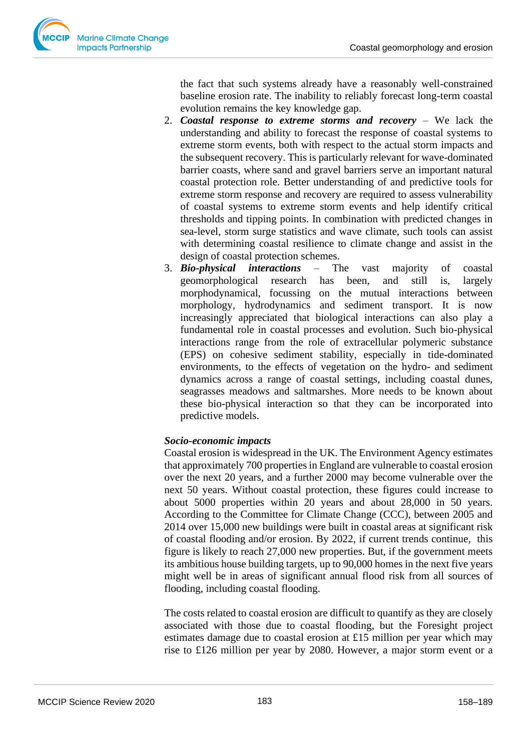the fact that such systems already have a reasonably well-constrained baseline erosion rate. The inability to reliably forecast long-term coastal evolution remains the key knowledge gap.

2. ***Coastal response to extreme storms and recovery*** – We lack the understanding and ability to forecast the response of coastal systems to extreme storm events, both with respect to the actual storm impacts and the subsequent recovery. This is particularly relevant for wave-dominated barrier coasts, where sand and gravel barriers serve an important natural coastal protection role. Better understanding of and predictive tools for extreme storm response and recovery are required to assess vulnerability of coastal systems to extreme storm events and help identify critical thresholds and tipping points. In combination with predicted changes in sea-level, storm surge statistics and wave climate, such tools can assist with determining coastal resilience to climate change and assist in the design of coastal protection schemes.
3. ***Bio-physical interactions*** – The vast majority of coastal geomorphological research has been, and still is, largely morphodynamical, focussing on the mutual interactions between morphology, hydrodynamics and sediment transport. It is now increasingly appreciated that biological interactions can also play a fundamental role in coastal processes and evolution. Such bio-physical interactions range from the role of extracellular polymeric substance (EPS) on cohesive sediment stability, especially in tide-dominated environments, to the effects of vegetation on the hydro- and sediment dynamics across a range of coastal settings, including coastal dunes, seagrasses meadows and saltmarshes. More needs to be known about these bio-physical interaction so that they can be incorporated into predictive models.

***Socio-economic impacts***

Coastal erosion is widespread in the UK. The Environment Agency estimates that approximately 700 properties in England are vulnerable to coastal erosion over the next 20 years, and a further 2000 may become vulnerable over the next 50 years. Without coastal protection, these figures could increase to about 5000 properties within 20 years and about 28,000 in 50 years. According to the Committee for Climate Change (CCC), between 2005 and 2014 over 15,000 new buildings were built in coastal areas at significant risk of coastal flooding and/or erosion. By 2022, if current trends continue, this figure is likely to reach 27,000 new properties. But, if the government meets its ambitious house building targets, up to 90,000 homes in the next five years might well be in areas of significant annual flood risk from all sources of flooding, including coastal flooding.

The costs related to coastal erosion are difficult to quantify as they are closely associated with those due to coastal flooding, but the Foresight project estimates damage due to coastal erosion at £15 million per year which may rise to £126 million per year by 2080. However, a major storm event or a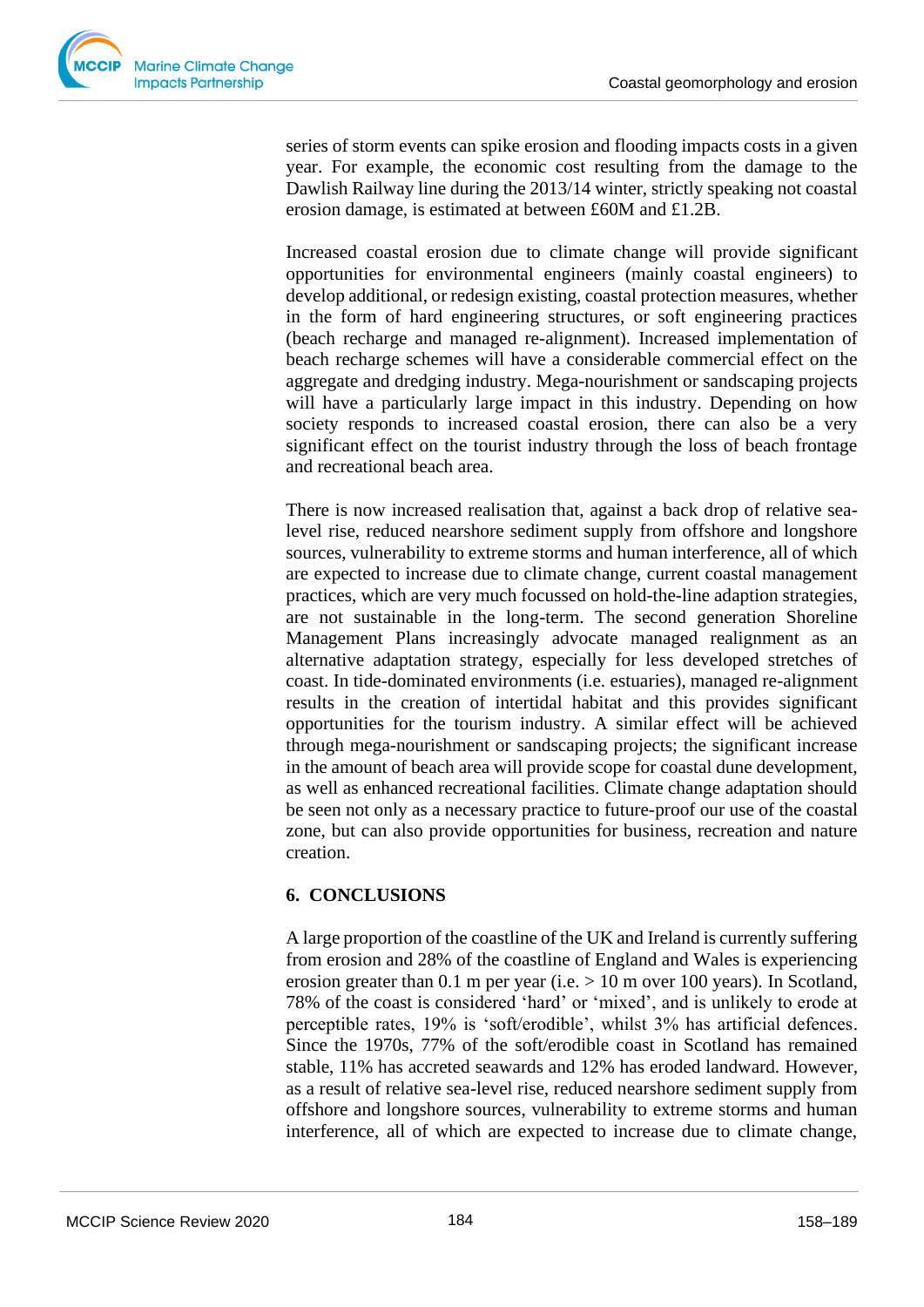series of storm events can spike erosion and flooding impacts costs in a given year. For example, the economic cost resulting from the damage to the Dawlish Railway line during the 2013/14 winter, strictly speaking not coastal erosion damage, is estimated at between £60M and £1.2B.

Increased coastal erosion due to climate change will provide significant opportunities for environmental engineers (mainly coastal engineers) to develop additional, or redesign existing, coastal protection measures, whether in the form of hard engineering structures, or soft engineering practices (beach recharge and managed re-alignment). Increased implementation of beach recharge schemes will have a considerable commercial effect on the aggregate and dredging industry. Mega-nourishment or sandscaping projects will have a particularly large impact in this industry. Depending on how society responds to increased coastal erosion, there can also be a very significant effect on the tourist industry through the loss of beach frontage and recreational beach area.

There is now increased realisation that, against a back drop of relative sea-level rise, reduced nearshore sediment supply from offshore and longshore sources, vulnerability to extreme storms and human interference, all of which are expected to increase due to climate change, current coastal management practices, which are very much focussed on hold-the-line adaption strategies, are not sustainable in the long-term. The second generation Shoreline Management Plans increasingly advocate managed realignment as an alternative adaptation strategy, especially for less developed stretches of coast. In tide-dominated environments (i.e. estuaries), managed re-alignment results in the creation of intertidal habitat and this provides significant opportunities for the tourism industry. A similar effect will be achieved through mega-nourishment or sandscaping projects; the significant increase in the amount of beach area will provide scope for coastal dune development, as well as enhanced recreational facilities. Climate change adaptation should be seen not only as a necessary practice to future-proof our use of the coastal zone, but can also provide opportunities for business, recreation and nature creation.

## 6. CONCLUSIONS

A large proportion of the coastline of the UK and Ireland is currently suffering from erosion and 28% of the coastline of England and Wales is experiencing erosion greater than 0.1 m per year (i.e. > 10 m over 100 years). In Scotland, 78% of the coast is considered 'hard' or 'mixed', and is unlikely to erode at perceptible rates, 19% is 'soft/erodible', whilst 3% has artificial defences. Since the 1970s, 77% of the soft/erodible coast in Scotland has remained stable, 11% has accreted seawards and 12% has eroded landward. However, as a result of relative sea-level rise, reduced nearshore sediment supply from offshore and longshore sources, vulnerability to extreme storms and human interference, all of which are expected to increase due to climate change,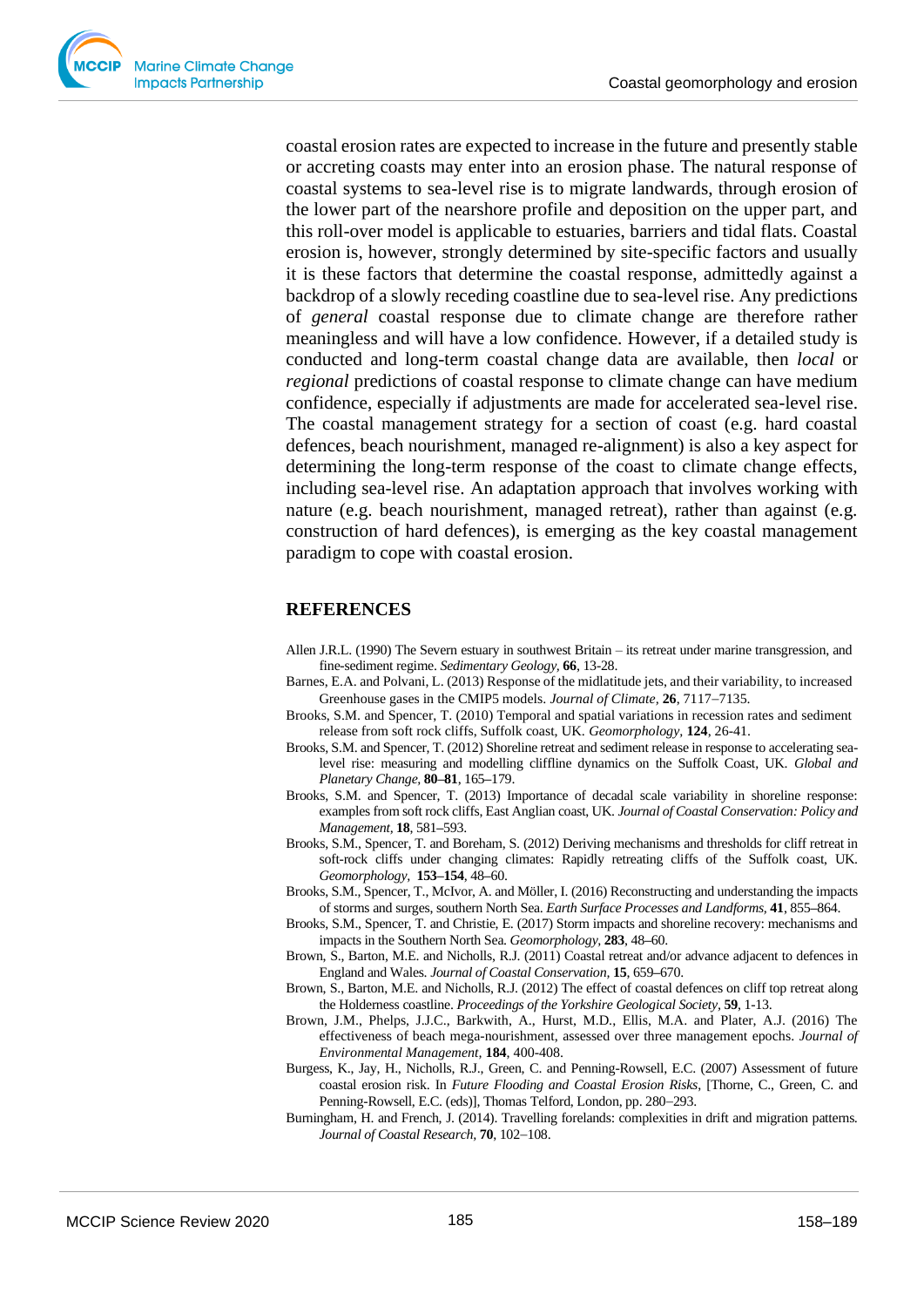coastal erosion rates are expected to increase in the future and presently stable or accreting coasts may enter into an erosion phase. The natural response of coastal systems to sea-level rise is to migrate landwards, through erosion of the lower part of the nearshore profile and deposition on the upper part, and this roll-over model is applicable to estuaries, barriers and tidal flats. Coastal erosion is, however, strongly determined by site-specific factors and usually it is these factors that determine the coastal response, admittedly against a backdrop of a slowly receding coastline due to sea-level rise. Any predictions of *general* coastal response due to climate change are therefore rather meaningless and will have a low confidence. However, if a detailed study is conducted and long-term coastal change data are available, then *local* or *regional* predictions of coastal response to climate change can have medium confidence, especially if adjustments are made for accelerated sea-level rise. The coastal management strategy for a section of coast (e.g. hard coastal defences, beach nourishment, managed re-alignment) is also a key aspect for determining the long-term response of the coast to climate change effects, including sea-level rise. An adaptation approach that involves working with nature (e.g. beach nourishment, managed retreat), rather than against (e.g. construction of hard defences), is emerging as the key coastal management paradigm to cope with coastal erosion.

## REFERENCES

Allen J.R.L. (1990) The Severn estuary in southwest Britain – its retreat under marine transgression, and fine-sediment regime. *Sedimentary Geology*, **66**, 13-28.

Barnes, E.A. and Polvani, L. (2013) Response of the midlatitude jets, and their variability, to increased Greenhouse gases in the CMIP5 models. *Journal of Climate*, **26**, 7117−7135.

Brooks, S.M. and Spencer, T. (2010) Temporal and spatial variations in recession rates and sediment release from soft rock cliffs, Suffolk coast, UK. *Geomorphology*, **124**, 26-41.

Brooks, S.M. and Spencer, T. (2012) Shoreline retreat and sediment release in response to accelerating sea-level rise: measuring and modelling cliffline dynamics on the Suffolk Coast, UK. *Global and Planetary Change*, **80–81**, 165–179.

Brooks, S.M. and Spencer, T. (2013) Importance of decadal scale variability in shoreline response: examples from soft rock cliffs, East Anglian coast, UK. *Journal of Coastal Conservation: Policy and Management*, **18**, 581–593.

Brooks, S.M., Spencer, T. and Boreham, S. (2012) Deriving mechanisms and thresholds for cliff retreat in soft-rock cliffs under changing climates: Rapidly retreating cliffs of the Suffolk coast, UK. *Geomorphology*, **153–154**, 48–60.

Brooks, S.M., Spencer, T., McIvor, A. and Möller, I. (2016) Reconstructing and understanding the impacts of storms and surges, southern North Sea. *Earth Surface Processes and Landforms*, **41**, 855–864.

Brooks, S.M., Spencer, T. and Christie, E. (2017) Storm impacts and shoreline recovery: mechanisms and impacts in the Southern North Sea. *Geomorphology*, **283**, 48–60.

Brown, S., Barton, M.E. and Nicholls, R.J. (2011) Coastal retreat and/or advance adjacent to defences in England and Wales. *Journal of Coastal Conservation*, **15**, 659–670.

Brown, S., Barton, M.E. and Nicholls, R.J. (2012) The effect of coastal defences on cliff top retreat along the Holderness coastline. *Proceedings of the Yorkshire Geological Society*, **59**, 1-13.

Brown, J.M., Phelps, J.J.C., Barkwith, A., Hurst, M.D., Ellis, M.A. and Plater, A.J. (2016) The effectiveness of beach mega-nourishment, assessed over three management epochs. *Journal of Environmental Management*, **184**, 400-408.

Burgess, K., Jay, H., Nicholls, R.J., Green, C. and Penning-Rowsell, E.C. (2007) Assessment of future coastal erosion risk. In *Future Flooding and Coastal Erosion Risks*, [Thorne, C., Green, C. and Penning-Rowsell, E.C. (eds)], Thomas Telford, London, pp. 280−293.

Burningham, H. and French, J. (2014). Travelling forelands: complexities in drift and migration patterns. *Journal of Coastal Research*, **70**, 102−108.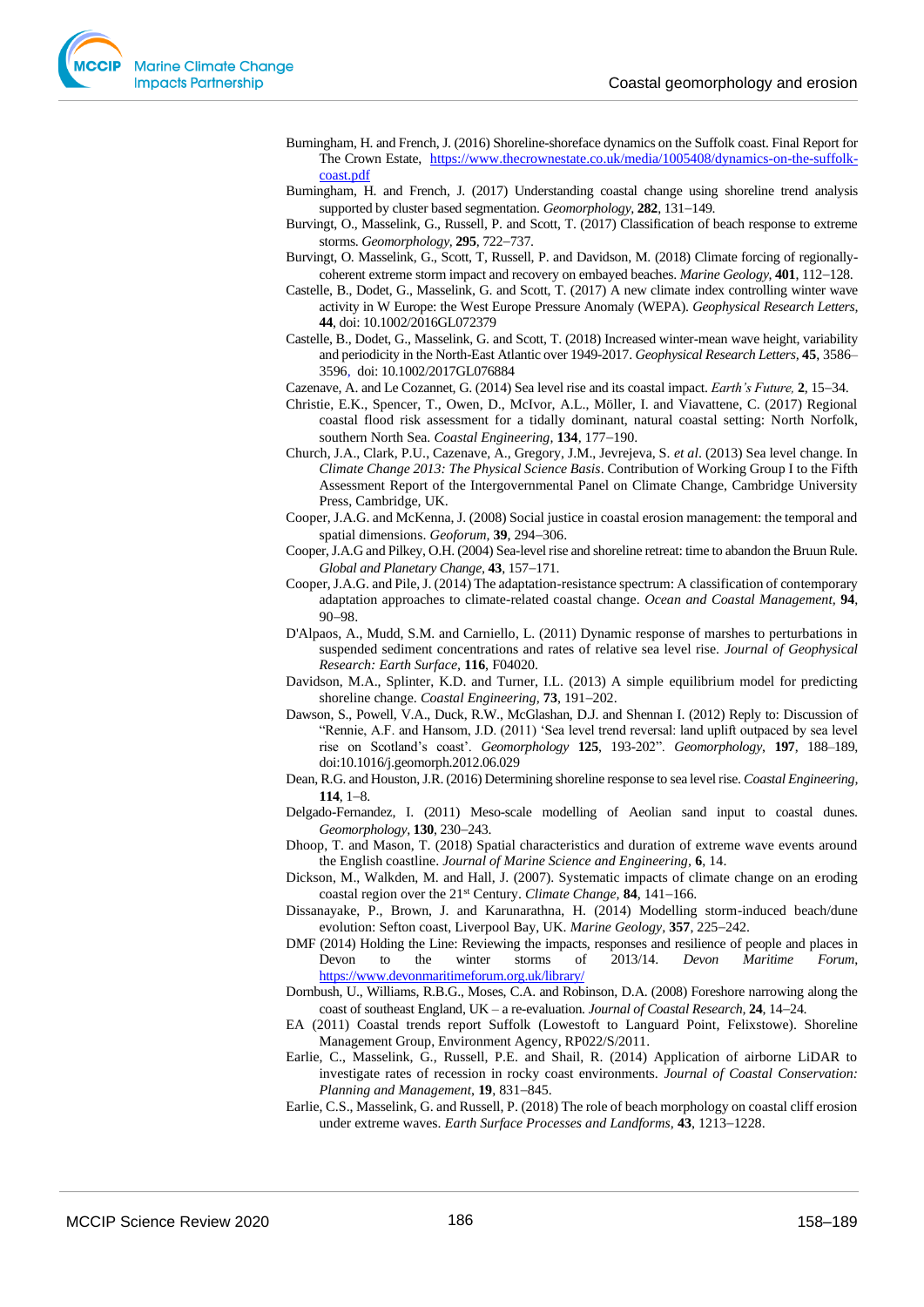Burningham, H. and French, J. (2016) Shoreline-shoreface dynamics on the Suffolk coast. Final Report for The Crown Estate, https://www.thecrownestate.co.uk/media/1005408/dynamics-on-the-suffolk-coast.pdf

Burningham, H. and French, J. (2017) Understanding coastal change using shoreline trend analysis supported by cluster based segmentation. *Geomorphology*, **282**, 131–149.

Burvingt, O., Masselink, G., Russell, P. and Scott, T. (2017) Classification of beach response to extreme storms. *Geomorphology*, **295**, 722–737.

Burvingt, O. Masselink, G., Scott, T, Russell, P. and Davidson, M. (2018) Climate forcing of regionally-coherent extreme storm impact and recovery on embayed beaches. *Marine Geology*, **401**, 112–128.

Castelle, B., Dodet, G., Masselink, G. and Scott, T. (2017) A new climate index controlling winter wave activity in W Europe: the West Europe Pressure Anomaly (WEPA). *Geophysical Research Letters*, **44**, doi: 10.1002/2016GL072379

Castelle, B., Dodet, G., Masselink, G. and Scott, T. (2018) Increased winter-mean wave height, variability and periodicity in the North-East Atlantic over 1949-2017. *Geophysical Research Letters*, **45**, 3586–3596, doi: 10.1002/2017GL076884

Cazenave, A. and Le Cozannet, G. (2014) Sea level rise and its coastal impact. *Earth's Future*, **2**, 15–34.

Christie, E.K., Spencer, T., Owen, D., McIvor, A.L., Möller, I. and Viavattene, C. (2017) Regional coastal flood risk assessment for a tidally dominant, natural coastal setting: North Norfolk, southern North Sea. *Coastal Engineering*, **134**, 177–190.

Church, J.A., Clark, P.U., Cazenave, A., Gregory, J.M., Jevrejeva, S. *et al*. (2013) Sea level change. In *Climate Change 2013: The Physical Science Basis*. Contribution of Working Group I to the Fifth Assessment Report of the Intergovernmental Panel on Climate Change, Cambridge University Press, Cambridge, UK.

Cooper, J.A.G. and McKenna, J. (2008) Social justice in coastal erosion management: the temporal and spatial dimensions. *Geoforum*, **39**, 294–306.

Cooper, J.A.G and Pilkey, O.H. (2004) Sea-level rise and shoreline retreat: time to abandon the Bruun Rule. *Global and Planetary Change*, **43**, 157–171.

Cooper, J.A.G. and Pile, J. (2014) The adaptation-resistance spectrum: A classification of contemporary adaptation approaches to climate-related coastal change. *Ocean and Coastal Management*, **94**, 90–98.

D'Alpaos, A., Mudd, S.M. and Carniello, L. (2011) Dynamic response of marshes to perturbations in suspended sediment concentrations and rates of relative sea level rise. *Journal of Geophysical Research: Earth Surface*, **116**, F04020.

Davidson, M.A., Splinter, K.D. and Turner, I.L. (2013) A simple equilibrium model for predicting shoreline change. *Coastal Engineering*, **73**, 191–202.

Dawson, S., Powell, V.A., Duck, R.W., McGlashan, D.J. and Shennan I. (2012) Reply to: Discussion of "Rennie, A.F. and Hansom, J.D. (2011) 'Sea level trend reversal: land uplift outpaced by sea level rise on Scotland's coast'. *Geomorphology* **125**, 193-202". *Geomorphology*, **197**, 188–189, doi:10.1016/j.geomorph.2012.06.029

Dean, R.G. and Houston, J.R. (2016) Determining shoreline response to sea level rise. *Coastal Engineering*, **114**, 1–8.

Delgado-Fernandez, I. (2011) Meso-scale modelling of Aeolian sand input to coastal dunes. *Geomorphology*, **130**, 230–243.

Dhoop, T. and Mason, T. (2018) Spatial characteristics and duration of extreme wave events around the English coastline. *Journal of Marine Science and Engineering*, **6**, 14.

Dickson, M., Walkden, M. and Hall, J. (2007). Systematic impacts of climate change on an eroding coastal region over the 21st Century. *Climate Change*, **84**, 141–166.

Dissanayake, P., Brown, J. and Karunarathna, H. (2014) Modelling storm-induced beach/dune evolution: Sefton coast, Liverpool Bay, UK. *Marine Geology*, **357**, 225–242.

DMF (2014) Holding the Line: Reviewing the impacts, responses and resilience of people and places in Devon to the winter storms of 2013/14. *Devon Maritime Forum*, https://www.devonmaritimeforum.org.uk/library/

Dornbush, U., Williams, R.B.G., Moses, C.A. and Robinson, D.A. (2008) Foreshore narrowing along the coast of southeast England, UK – a re-evaluation. *Journal of Coastal Research*, **24**, 14–24.

EA (2011) Coastal trends report Suffolk (Lowestoft to Languard Point, Felixstowe). Shoreline Management Group, Environment Agency, RP022/S/2011.

Earlie, C., Masselink, G., Russell, P.E. and Shail, R. (2014) Application of airborne LiDAR to investigate rates of recession in rocky coast environments. *Journal of Coastal Conservation: Planning and Management*, **19**, 831–845.

Earlie, C.S., Masselink, G. and Russell, P. (2018) The role of beach morphology on coastal cliff erosion under extreme waves. *Earth Surface Processes and Landforms*, **43**, 1213–1228.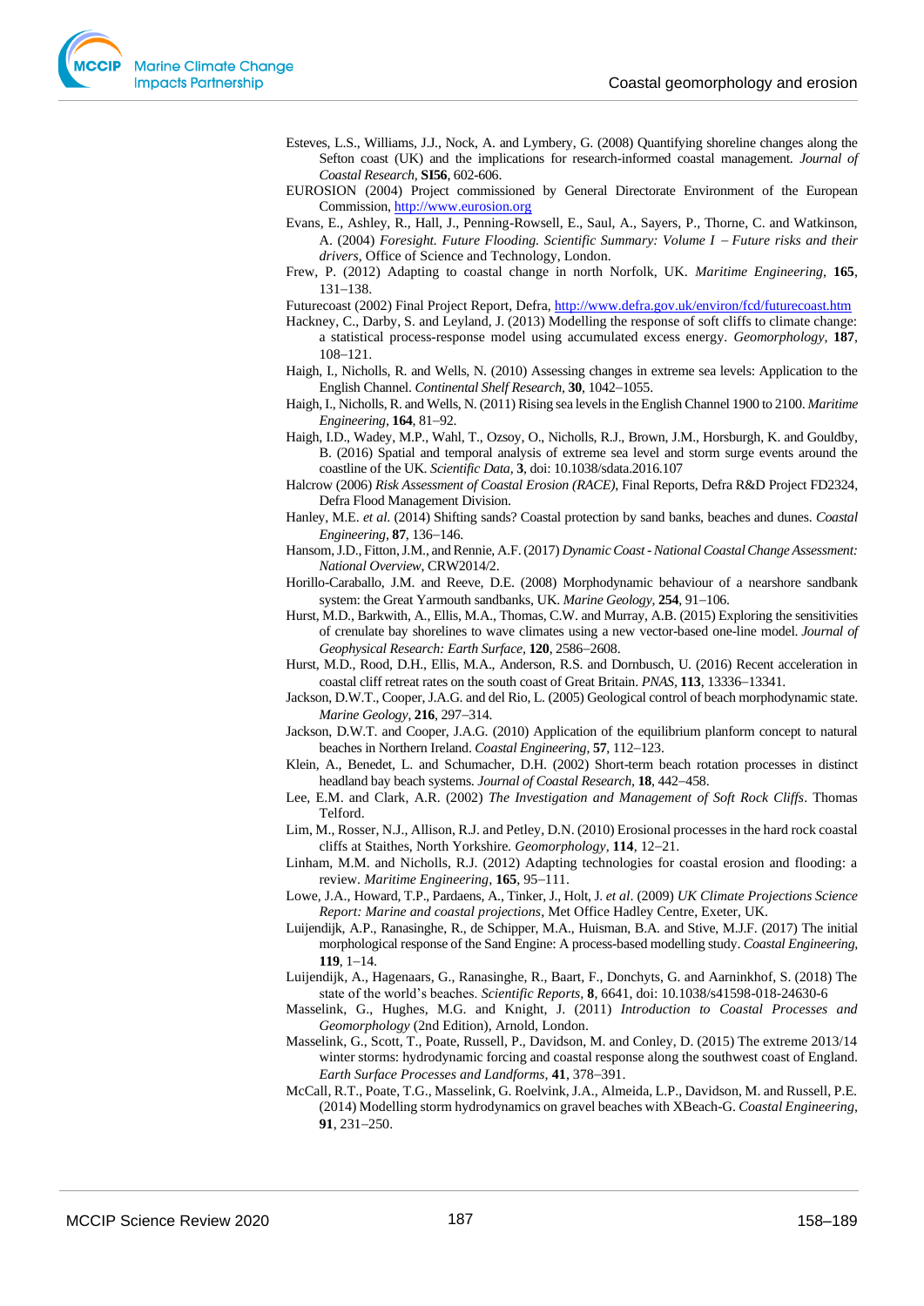Esteves, L.S., Williams, J.J., Nock, A. and Lymbery, G. (2008) Quantifying shoreline changes along the Sefton coast (UK) and the implications for research-informed coastal management. *Journal of Coastal Research*, **SI56**, 602-606.

EUROSION (2004) Project commissioned by General Directorate Environment of the European Commission, http://www.eurosion.org

Evans, E., Ashley, R., Hall, J., Penning-Rowsell, E., Saul, A., Sayers, P., Thorne, C. and Watkinson, A. (2004) *Foresight. Future Flooding. Scientific Summary: Volume I – Future risks and their drivers*, Office of Science and Technology, London.

Frew, P. (2012) Adapting to coastal change in north Norfolk, UK. *Maritime Engineering*, **165**, 131–138.

Futurecoast (2002) Final Project Report, Defra, http://www.defra.gov.uk/environ/fcd/futurecoast.htm

Hackney, C., Darby, S. and Leyland, J. (2013) Modelling the response of soft cliffs to climate change: a statistical process-response model using accumulated excess energy. *Geomorphology*, **187**, 108–121.

Haigh, I., Nicholls, R. and Wells, N. (2010) Assessing changes in extreme sea levels: Application to the English Channel. *Continental Shelf Research*, **30**, 1042–1055.

Haigh, I., Nicholls, R. and Wells, N. (2011) Rising sea levels in the English Channel 1900 to 2100. *Maritime Engineering*, **164**, 81–92.

Haigh, I.D., Wadey, M.P., Wahl, T., Ozsoy, O., Nicholls, R.J., Brown, J.M., Horsburgh, K. and Gouldby, B. (2016) Spatial and temporal analysis of extreme sea level and storm surge events around the coastline of the UK. *Scientific Data*, **3**, doi: 10.1038/sdata.2016.107

Halcrow (2006) *Risk Assessment of Coastal Erosion (RACE)*, Final Reports, Defra R&D Project FD2324, Defra Flood Management Division.

Hanley, M.E. *et al.* (2014) Shifting sands? Coastal protection by sand banks, beaches and dunes. *Coastal Engineering*, **87**, 136–146.

Hansom, J.D., Fitton, J.M., and Rennie, A.F. (2017) *Dynamic Coast - National Coastal Change Assessment: National Overview*, CRW2014/2.

Horillo-Caraballo, J.M. and Reeve, D.E. (2008) Morphodynamic behaviour of a nearshore sandbank system: the Great Yarmouth sandbanks, UK. *Marine Geology*, **254**, 91–106.

Hurst, M.D., Barkwith, A., Ellis, M.A., Thomas, C.W. and Murray, A.B. (2015) Exploring the sensitivities of crenulate bay shorelines to wave climates using a new vector-based one-line model. *Journal of Geophysical Research: Earth Surface*, **120**, 2586–2608.

Hurst, M.D., Rood, D.H., Ellis, M.A., Anderson, R.S. and Dornbusch, U. (2016) Recent acceleration in coastal cliff retreat rates on the south coast of Great Britain. *PNAS*, **113**, 13336–13341.

Jackson, D.W.T., Cooper, J.A.G. and del Rio, L. (2005) Geological control of beach morphodynamic state. *Marine Geology*, **216**, 297–314.

Jackson, D.W.T. and Cooper, J.A.G. (2010) Application of the equilibrium planform concept to natural beaches in Northern Ireland. *Coastal Engineering*, **57**, 112–123.

Klein, A., Benedet, L. and Schumacher, D.H. (2002) Short-term beach rotation processes in distinct headland bay beach systems. *Journal of Coastal Research*, **18**, 442–458.

Lee, E.M. and Clark, A.R. (2002) *The Investigation and Management of Soft Rock Cliffs*. Thomas Telford.

Lim, M., Rosser, N.J., Allison, R.J. and Petley, D.N. (2010) Erosional processes in the hard rock coastal cliffs at Staithes, North Yorkshire. *Geomorphology*, **114**, 12–21.

Linham, M.M. and Nicholls, R.J. (2012) Adapting technologies for coastal erosion and flooding: a review. *Maritime Engineering*, **165**, 95–111.

Lowe, J.A., Howard, T.P., Pardaens, A., Tinker, J., Holt, J. *et al*. (2009) *UK Climate Projections Science Report: Marine and coastal projections*, Met Office Hadley Centre, Exeter, UK.

Luijendijk, A.P., Ranasinghe, R., de Schipper, M.A., Huisman, B.A. and Stive, M.J.F. (2017) The initial morphological response of the Sand Engine: A process-based modelling study. *Coastal Engineering*, **119**, 1–14.

Luijendijk, A., Hagenaars, G., Ranasinghe, R., Baart, F., Donchyts, G. and Aarninkhof, S. (2018) The state of the world's beaches. *Scientific Reports*, **8**, 6641, doi: 10.1038/s41598-018-24630-6

Masselink, G., Hughes, M.G. and Knight, J. (2011) *Introduction to Coastal Processes and Geomorphology* (2nd Edition), Arnold, London.

Masselink, G., Scott, T., Poate, Russell, P., Davidson, M. and Conley, D. (2015) The extreme 2013/14 winter storms: hydrodynamic forcing and coastal response along the southwest coast of England. *Earth Surface Processes and Landforms*, **41**, 378–391.

McCall, R.T., Poate, T.G., Masselink, G. Roelvink, J.A., Almeida, L.P., Davidson, M. and Russell, P.E. (2014) Modelling storm hydrodynamics on gravel beaches with XBeach-G. *Coastal Engineering*, **91**, 231–250.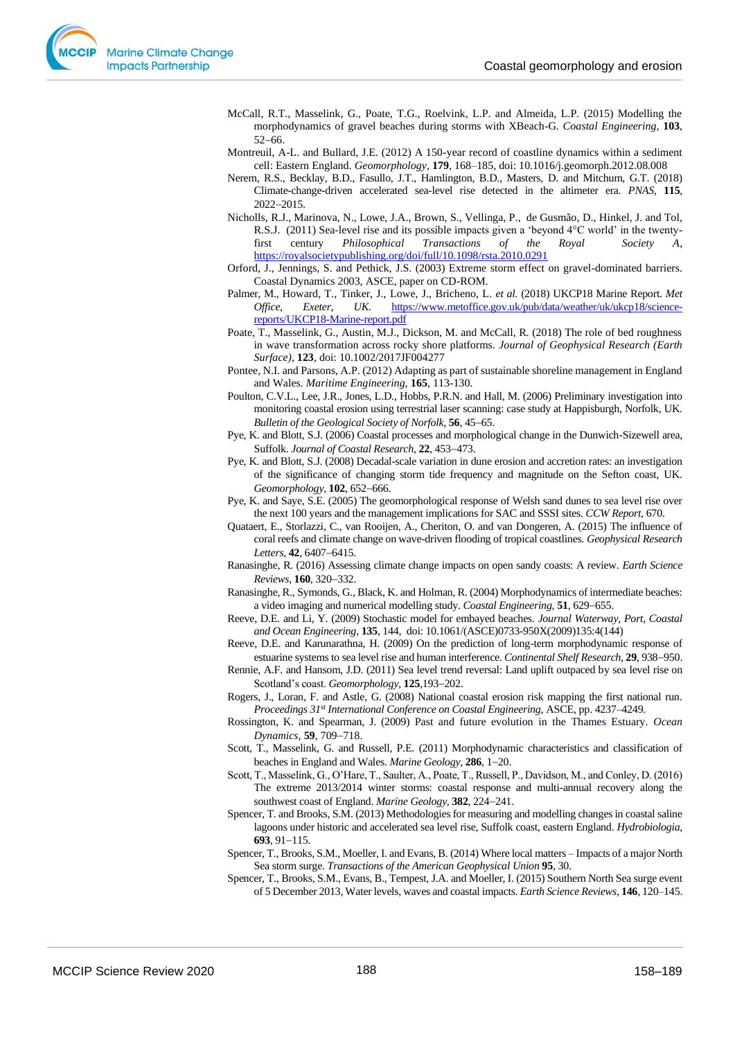McCall, R.T., Masselink, G., Poate, T.G., Roelvink, L.P. and Almeida, L.P. (2015) Modelling the morphodynamics of gravel beaches during storms with XBeach-G. *Coastal Engineering*, **103**, 52–66.

Montreuil, A-L. and Bullard, J.E. (2012) A 150-year record of coastline dynamics within a sediment cell: Eastern England. *Geomorphology*, **179**, 168–185, doi: 10.1016/j.geomorph.2012.08.008

Nerem, R.S., Becklay, B.D., Fasullo, J.T., Hamlington, B.D., Masters, D. and Mitchum, G.T. (2018) Climate-change-driven accelerated sea-level rise detected in the altimeter era. *PNAS*, **115**, 2022–2015.

Nicholls, R.J., Marinova, N., Lowe, J.A., Brown, S., Vellinga, P., de Gusmão, D., Hinkel, J. and Tol, R.S.J. (2011) Sea-level rise and its possible impacts given a 'beyond 4°C world' in the twenty-first century *Philosophical Transactions of the Royal Society A*, https://royalsocietypublishing.org/doi/full/10.1098/rsta.2010.0291

Orford, J., Jennings, S. and Pethick, J.S. (2003) Extreme storm effect on gravel-dominated barriers. Coastal Dynamics 2003, ASCE, paper on CD-ROM.

Palmer, M., Howard, T., Tinker, J., Lowe, J., Bricheno, L. *et al.* (2018) UKCP18 Marine Report. *Met Office, Exeter, UK.* https://www.metoffice.gov.uk/pub/data/weather/uk/ukcp18/science-reports/UKCP18-Marine-report.pdf

Poate, T., Masselink, G., Austin, M.J., Dickson, M. and McCall, R. (2018) The role of bed roughness in wave transformation across rocky shore platforms. *Journal of Geophysical Research (Earth Surface)*, **123**, doi: 10.1002/2017JF004277

Pontee, N.I. and Parsons, A.P. (2012) Adapting as part of sustainable shoreline management in England and Wales. *Maritime Engineering*, **165**, 113-130.

Poulton, C.V.L., Lee, J.R., Jones, L.D., Hobbs, P.R.N. and Hall, M. (2006) Preliminary investigation into monitoring coastal erosion using terrestrial laser scanning: case study at Happisburgh, Norfolk, UK. *Bulletin of the Geological Society of Norfolk*, **56**, 45–65.

Pye, K. and Blott, S.J. (2006) Coastal processes and morphological change in the Dunwich-Sizewell area, Suffolk. *Journal of Coastal Research*, **22**, 453–473.

Pye, K. and Blott, S.J. (2008) Decadal-scale variation in dune erosion and accretion rates: an investigation of the significance of changing storm tide frequency and magnitude on the Sefton coast, UK. *Geomorphology*, **102**, 652–666.

Pye, K. and Saye, S.E. (2005) The geomorphological response of Welsh sand dunes to sea level rise over the next 100 years and the management implications for SAC and SSSI sites. *CCW Report*, 670.

Quataert, E., Storlazzi, C., van Rooijen, A., Cheriton, O. and van Dongeren, A. (2015) The influence of coral reefs and climate change on wave-driven flooding of tropical coastlines. *Geophysical Research Letters*, **42**, 6407–6415.

Ranasinghe, R. (2016) Assessing climate change impacts on open sandy coasts: A review. *Earth Science Reviews*, **160**, 320–332.

Ranasinghe, R., Symonds, G., Black, K. and Holman, R. (2004) Morphodynamics of intermediate beaches: a video imaging and numerical modelling study. *Coastal Engineering*, **51**, 629–655.

Reeve, D.E. and Li, Y. (2009) Stochastic model for embayed beaches. *Journal Waterway, Port, Coastal and Ocean Engineering*, **135**, 144, doi: 10.1061/(ASCE)0733-950X(2009)135:4(144)

Reeve, D.E. and Karunarathna, H. (2009) On the prediction of long-term morphodynamic response of estuarine systems to sea level rise and human interference. *Continental Shelf Research*, **29**, 938–950.

Rennie, A.F. and Hansom, J.D. (2011) Sea level trend reversal: Land uplift outpaced by sea level rise on Scotland's coast. *Geomorphology*, **125**,193–202.

Rogers, J., Loran, F. and Astle, G. (2008) National coastal erosion risk mapping the first national run. *Proceedings 31st International Conference on Coastal Engineering*, ASCE, pp. 4237–4249.

Rossington, K. and Spearman, J. (2009) Past and future evolution in the Thames Estuary. *Ocean Dynamics*, **59**, 709–718.

Scott, T., Masselink, G. and Russell, P.E. (2011) Morphodynamic characteristics and classification of beaches in England and Wales. *Marine Geology*, **286**, 1–20.

Scott, T., Masselink, G., O'Hare, T., Saulter, A., Poate, T., Russell, P., Davidson, M., and Conley, D. (2016) The extreme 2013/2014 winter storms: coastal response and multi-annual recovery along the southwest coast of England. *Marine Geology*, **382**, 224–241.

Spencer, T. and Brooks, S.M. (2013) Methodologies for measuring and modelling changes in coastal saline lagoons under historic and accelerated sea level rise, Suffolk coast, eastern England. *Hydrobiologia*, **693**, 91–115.

Spencer, T., Brooks, S.M., Moeller, I. and Evans, B. (2014) Where local matters – Impacts of a major North Sea storm surge. *Transactions of the American Geophysical Union* **95**, 30.

Spencer, T., Brooks, S.M., Evans, B., Tempest, J.A. and Moeller, I. (2015) Southern North Sea surge event of 5 December 2013, Water levels, waves and coastal impacts. *Earth Science Reviews*, **146**, 120–145.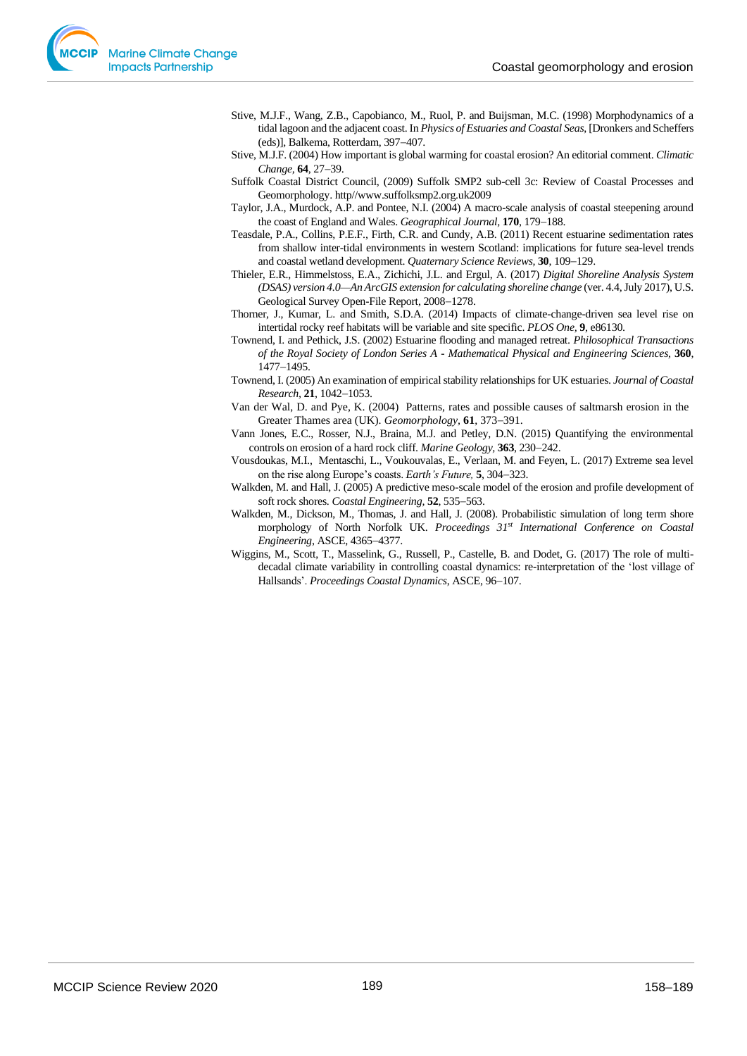Stive, M.J.F., Wang, Z.B., Capobianco, M., Ruol, P. and Buijsman, M.C. (1998) Morphodynamics of a tidal lagoon and the adjacent coast. In *Physics of Estuaries and Coastal Seas*, [Dronkers and Scheffers (eds)], Balkema, Rotterdam, 397–407.

Stive, M.J.F. (2004) How important is global warming for coastal erosion? An editorial comment. *Climatic Change*, **64**, 27–39.

Suffolk Coastal District Council, (2009) Suffolk SMP2 sub-cell 3c: Review of Coastal Processes and Geomorphology. http//www.suffolksmp2.org.uk2009

Taylor, J.A., Murdock, A.P. and Pontee, N.I. (2004) A macro-scale analysis of coastal steepening around the coast of England and Wales. *Geographical Journal*, **170**, 179–188.

Teasdale, P.A., Collins, P.E.F., Firth, C.R. and Cundy, A.B. (2011) Recent estuarine sedimentation rates from shallow inter-tidal environments in western Scotland: implications for future sea-level trends and coastal wetland development. *Quaternary Science Reviews*, **30**, 109–129.

Thieler, E.R., Himmelstoss, E.A., Zichichi, J.L. and Ergul, A. (2017) *Digital Shoreline Analysis System (DSAS) version 4.0—An ArcGIS extension for calculating shoreline change* (ver. 4.4, July 2017), U.S. Geological Survey Open-File Report, 2008–1278.

Thorner, J., Kumar, L. and Smith, S.D.A. (2014) Impacts of climate-change-driven sea level rise on intertidal rocky reef habitats will be variable and site specific. *PLOS One*, **9**, e86130.

Townend, I. and Pethick, J.S. (2002) Estuarine flooding and managed retreat. *Philosophical Transactions of the Royal Society of London Series A - Mathematical Physical and Engineering Sciences*, **360**, 1477–1495.

Townend, I. (2005) An examination of empirical stability relationships for UK estuaries. *Journal of Coastal Research*, **21**, 1042–1053.

Van der Wal, D. and Pye, K. (2004) Patterns, rates and possible causes of saltmarsh erosion in the Greater Thames area (UK). *Geomorphology*, **61**, 373–391.

Vann Jones, E.C., Rosser, N.J., Braina, M.J. and Petley, D.N. (2015) Quantifying the environmental controls on erosion of a hard rock cliff. *Marine Geology*, **363**, 230–242.

Vousdoukas, M.I., Mentaschi, L., Voukouvalas, E., Verlaan, M. and Feyen, L. (2017) Extreme sea level on the rise along Europe's coasts. *Earth's Future*, **5**, 304–323.

Walkden, M. and Hall, J. (2005) A predictive meso-scale model of the erosion and profile development of soft rock shores. *Coastal Engineering*, **52**, 535–563.

Walkden, M., Dickson, M., Thomas, J. and Hall, J. (2008). Probabilistic simulation of long term shore morphology of North Norfolk UK. *Proceedings 31st International Conference on Coastal Engineering*, ASCE, 4365–4377.

Wiggins, M., Scott, T., Masselink, G., Russell, P., Castelle, B. and Dodet, G. (2017) The role of multi-decadal climate variability in controlling coastal dynamics: re-interpretation of the 'lost village of Hallsands'. *Proceedings Coastal Dynamics*, ASCE, 96–107.